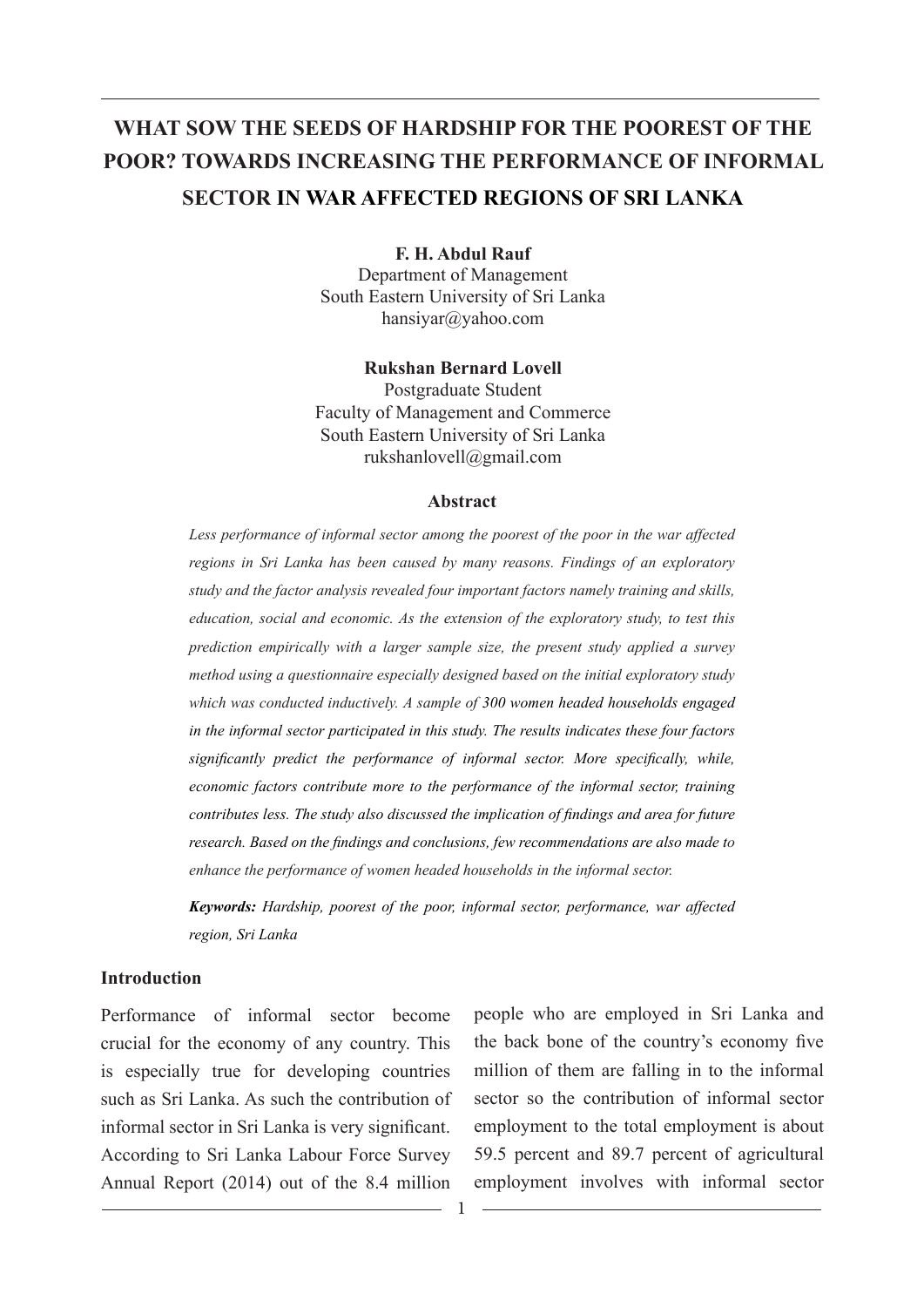# WHAT SOW THE SEEDS OF HARDSHIP FOR THE POOREST OF THE POOR? TOWARDS INCREASING THE PERFORMANCE OF INFORMAL SECTOR IN WAR AFFECTED REGIONS OF SRI LANKA

**F. H. Abdul Rauf**
Department of Management
South Eastern University of Sri Lanka
hansiyar@yahoo.com

**Rukshan Bernard Lovell**
Postgraduate Student
Faculty of Management and Commerce
South Eastern University of Sri Lanka
rukshanlovell@gmail.com

## Abstract

*Less performance of informal sector among the poorest of the poor in the war affected regions in Sri Lanka has been caused by many reasons. Findings of an exploratory study and the factor analysis revealed four important factors namely training and skills, education, social and economic. As the extension of the exploratory study, to test this prediction empirically with a larger sample size, the present study applied a survey method using a questionnaire especially designed based on the initial exploratory study which was conducted inductively. A sample of 300 women headed households engaged in the informal sector participated in this study. The results indicates these four factors significantly predict the performance of informal sector. More specifically, while, economic factors contribute more to the performance of the informal sector, training contributes less. The study also discussed the implication of findings and area for future research. Based on the findings and conclusions, few recommendations are also made to enhance the performance of women headed households in the informal sector.*

***Keywords:*** *Hardship, poorest of the poor, informal sector, performance, war affected region, Sri Lanka*

## Introduction

Performance of informal sector become crucial for the economy of any country. This is especially true for developing countries such as Sri Lanka. As such the contribution of informal sector in Sri Lanka is very significant. According to Sri Lanka Labour Force Survey Annual Report (2014) out of the 8.4 million people who are employed in Sri Lanka and the back bone of the country's economy five million of them are falling in to the informal sector so the contribution of informal sector employment to the total employment is about 59.5 percent and 89.7 percent of agricultural employment involves with informal sector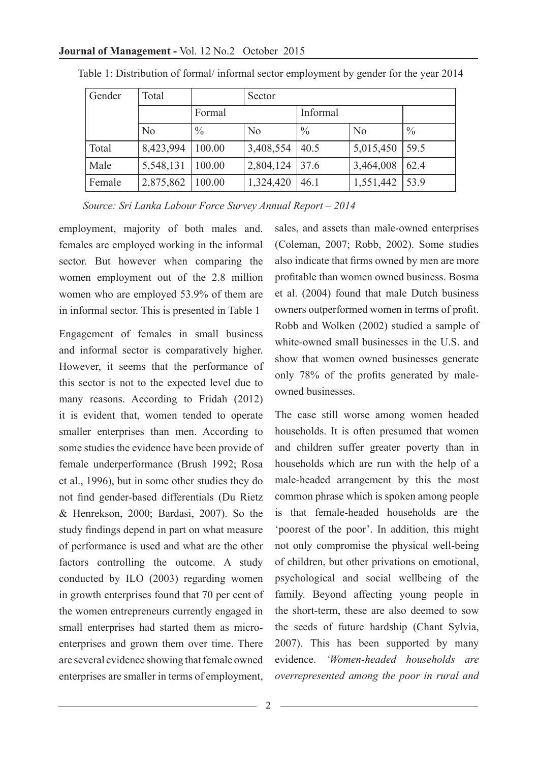Table 1: Distribution of formal/ informal sector employment by gender for the year 2014

| Gender | Total | | Sector | | | |
|---|---|---|---|---|---|---|
| | | Formal | | Informal | | |
| | No | % | No | % | No | % |
| Total | 8,423,994 | 100.00 | 3,408,554 | 40.5 | 5,015,450 | 59.5 |
| Male | 5,548,131 | 100.00 | 2,804,124 | 37.6 | 3,464,008 | 62.4 |
| Female | 2,875,862 | 100.00 | 1,324,420 | 46.1 | 1,551,442 | 53.9 |

*Source: Sri Lanka Labour Force Survey Annual Report – 2014*

employment, majority of both males and. females are employed working in the informal sector. But however when comparing the women employment out of the 2.8 million women who are employed 53.9% of them are in informal sector. This is presented in Table 1

Engagement of females in small business and informal sector is comparatively higher. However, it seems that the performance of this sector is not to the expected level due to many reasons. According to Fridah (2012) it is evident that, women tended to operate smaller enterprises than men. According to some studies the evidence have been provide of female underperformance (Brush 1992; Rosa et al., 1996), but in some other studies they do not find gender-based differentials (Du Rietz & Henrekson, 2000; Bardasi, 2007). So the study findings depend in part on what measure of performance is used and what are the other factors controlling the outcome. A study conducted by ILO (2003) regarding women in growth enterprises found that 70 per cent of the women entrepreneurs currently engaged in small enterprises had started them as micro-enterprises and grown them over time. There are several evidence showing that female owned enterprises are smaller in terms of employment, sales, and assets than male-owned enterprises (Coleman, 2007; Robb, 2002). Some studies also indicate that firms owned by men are more profitable than women owned business. Bosma et al. (2004) found that male Dutch business owners outperformed women in terms of profit. Robb and Wolken (2002) studied a sample of white-owned small businesses in the U.S. and show that women owned businesses generate only 78% of the profits generated by male-owned businesses.

The case still worse among women headed households. It is often presumed that women and children suffer greater poverty than in households which are run with the help of a male-headed arrangement by this the most common phrase which is spoken among people is that female-headed households are the 'poorest of the poor'. In addition, this might not only compromise the physical well-being of children, but other privations on emotional, psychological and social wellbeing of the family. Beyond affecting young people in the short-term, these are also deemed to sow the seeds of future hardship (Chant Sylvia, 2007). This has been supported by many evidence. *'Women-headed households are overrepresented among the poor in rural and*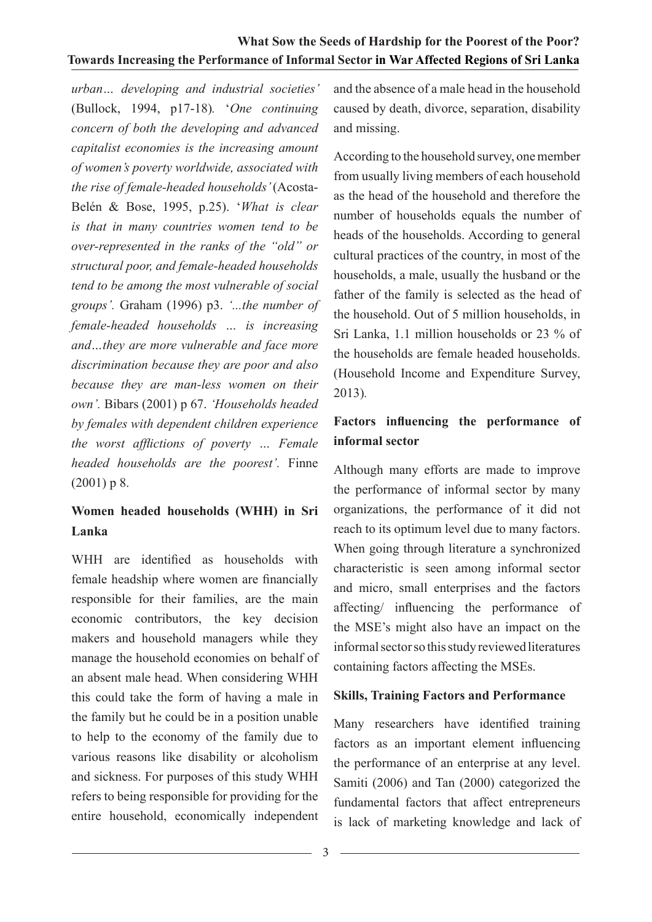*urban… developing and industrial societies'* (Bullock, 1994, p17-18). '*One continuing concern of both the developing and advanced capitalist economies is the increasing amount of women's poverty worldwide, associated with the rise of female-headed households'* (Acosta-Belén & Bose, 1995, p.25). '*What is clear is that in many countries women tend to be over-represented in the ranks of the "old" or structural poor, and female-headed households tend to be among the most vulnerable of social groups'.* Graham (1996) p3. *'...the number of female-headed households … is increasing and…they are more vulnerable and face more discrimination because they are poor and also because they are man-less women on their own'.* Bibars (2001) p 67. *'Households headed by females with dependent children experience the worst afflictions of poverty … Female headed households are the poorest'.* Finne (2001) p 8.

## Women headed households (WHH) in Sri Lanka

WHH are identified as households with female headship where women are financially responsible for their families, are the main economic contributors, the key decision makers and household managers while they manage the household economies on behalf of an absent male head. When considering WHH this could take the form of having a male in the family but he could be in a position unable to help to the economy of the family due to various reasons like disability or alcoholism and sickness. For purposes of this study WHH refers to being responsible for providing for the entire household, economically independent and the absence of a male head in the household caused by death, divorce, separation, disability and missing.

According to the household survey, one member from usually living members of each household as the head of the household and therefore the number of households equals the number of heads of the households. According to general cultural practices of the country, in most of the households, a male, usually the husband or the father of the family is selected as the head of the household. Out of 5 million households, in Sri Lanka, 1.1 million households or 23 % of the households are female headed households. (Household Income and Expenditure Survey, 2013).

## Factors influencing the performance of informal sector

Although many efforts are made to improve the performance of informal sector by many organizations, the performance of it did not reach to its optimum level due to many factors. When going through literature a synchronized characteristic is seen among informal sector and micro, small enterprises and the factors affecting/ influencing the performance of the MSE's might also have an impact on the informal sector so this study reviewed literatures containing factors affecting the MSEs.

### Skills, Training Factors and Performance

Many researchers have identified training factors as an important element influencing the performance of an enterprise at any level. Samiti (2006) and Tan (2000) categorized the fundamental factors that affect entrepreneurs is lack of marketing knowledge and lack of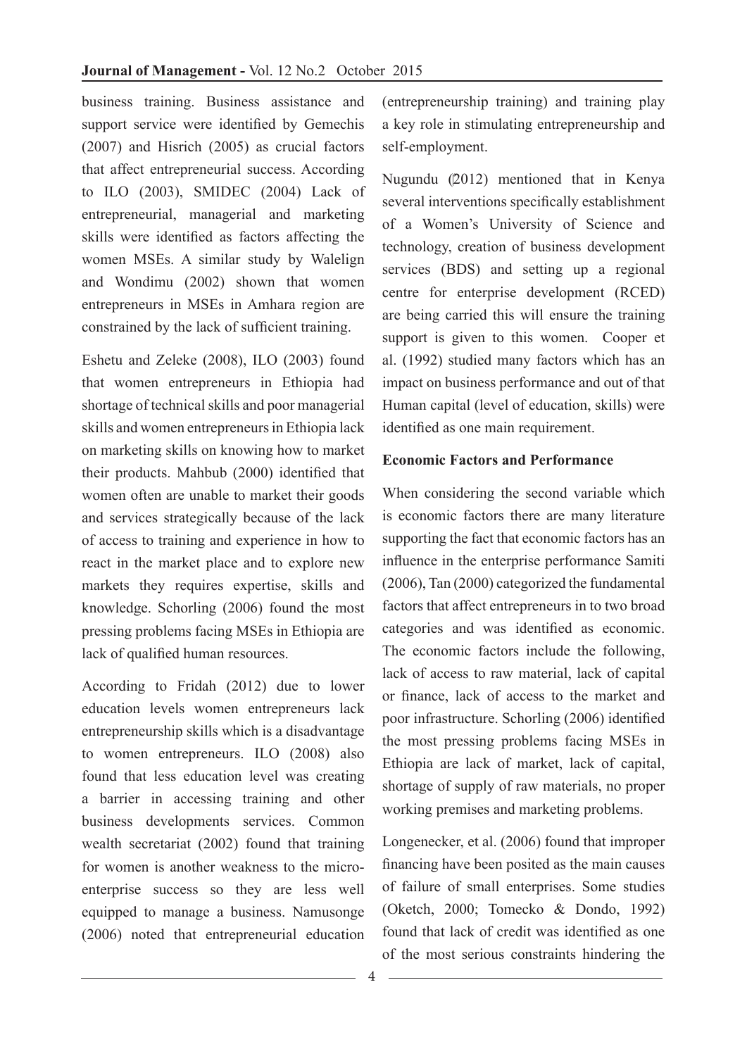business training. Business assistance and support service were identified by Gemechis (2007) and Hisrich (2005) as crucial factors that affect entrepreneurial success. According to ILO (2003), SMIDEC (2004) Lack of entrepreneurial, managerial and marketing skills were identified as factors affecting the women MSEs. A similar study by Walelign and Wondimu (2002) shown that women entrepreneurs in MSEs in Amhara region are constrained by the lack of sufficient training.

Eshetu and Zeleke (2008), ILO (2003) found that women entrepreneurs in Ethiopia had shortage of technical skills and poor managerial skills and women entrepreneurs in Ethiopia lack on marketing skills on knowing how to market their products. Mahbub (2000) identified that women often are unable to market their goods and services strategically because of the lack of access to training and experience in how to react in the market place and to explore new markets they requires expertise, skills and knowledge. Schorling (2006) found the most pressing problems facing MSEs in Ethiopia are lack of qualified human resources.

According to Fridah (2012) due to lower education levels women entrepreneurs lack entrepreneurship skills which is a disadvantage to women entrepreneurs. ILO (2008) also found that less education level was creating a barrier in accessing training and other business developments services. Common wealth secretariat (2002) found that training for women is another weakness to the micro-enterprise success so they are less well equipped to manage a business. Namusonge (2006) noted that entrepreneurial education (entrepreneurship training) and training play a key role in stimulating entrepreneurship and self-employment.

Nugundu (2012) mentioned that in Kenya several interventions specifically establishment of a Women's University of Science and technology, creation of business development services (BDS) and setting up a regional centre for enterprise development (RCED) are being carried this will ensure the training support is given to this women. Cooper et al. (1992) studied many factors which has an impact on business performance and out of that Human capital (level of education, skills) were identified as one main requirement.

**Economic Factors and Performance**

When considering the second variable which is economic factors there are many literature supporting the fact that economic factors has an influence in the enterprise performance Samiti (2006), Tan (2000) categorized the fundamental factors that affect entrepreneurs in to two broad categories and was identified as economic. The economic factors include the following, lack of access to raw material, lack of capital or finance, lack of access to the market and poor infrastructure. Schorling (2006) identified the most pressing problems facing MSEs in Ethiopia are lack of market, lack of capital, shortage of supply of raw materials, no proper working premises and marketing problems.

Longenecker, et al. (2006) found that improper financing have been posited as the main causes of failure of small enterprises. Some studies (Oketch, 2000; Tomecko & Dondo, 1992) found that lack of credit was identified as one of the most serious constraints hindering the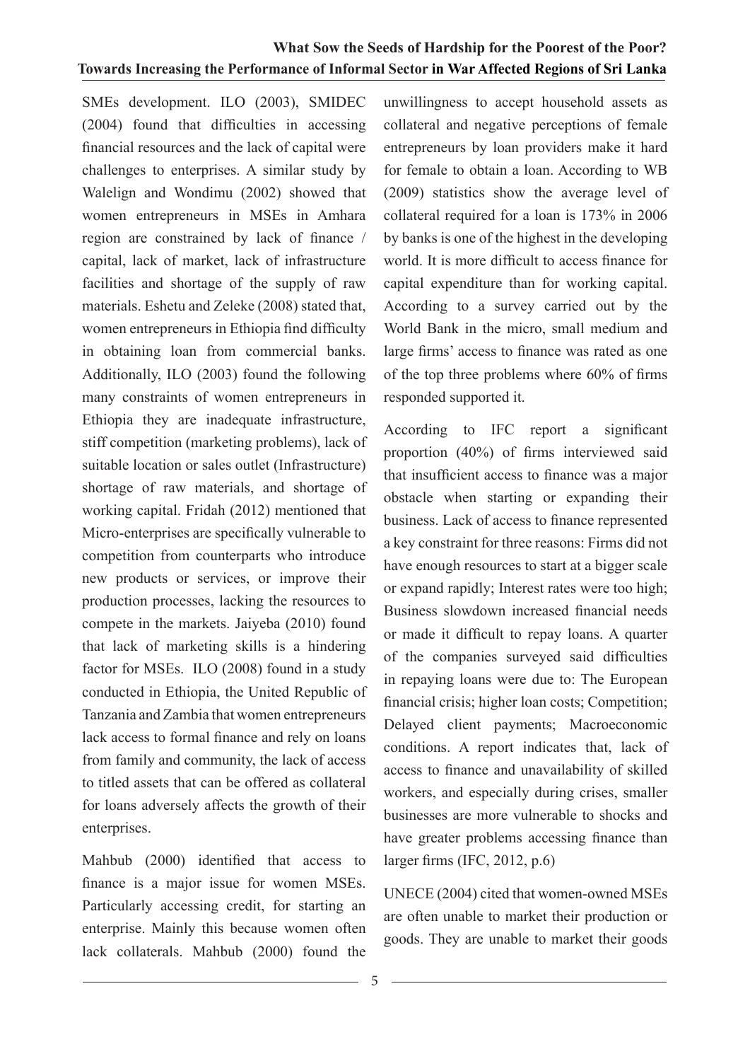SMEs development. ILO (2003), SMIDEC (2004) found that difficulties in accessing financial resources and the lack of capital were challenges to enterprises. A similar study by Walelign and Wondimu (2002) showed that women entrepreneurs in MSEs in Amhara region are constrained by lack of finance / capital, lack of market, lack of infrastructure facilities and shortage of the supply of raw materials. Eshetu and Zeleke (2008) stated that, women entrepreneurs in Ethiopia find difficulty in obtaining loan from commercial banks. Additionally, ILO (2003) found the following many constraints of women entrepreneurs in Ethiopia they are inadequate infrastructure, stiff competition (marketing problems), lack of suitable location or sales outlet (Infrastructure) shortage of raw materials, and shortage of working capital. Fridah (2012) mentioned that Micro-enterprises are specifically vulnerable to competition from counterparts who introduce new products or services, or improve their production processes, lacking the resources to compete in the markets. Jaiyeba (2010) found that lack of marketing skills is a hindering factor for MSEs. ILO (2008) found in a study conducted in Ethiopia, the United Republic of Tanzania and Zambia that women entrepreneurs lack access to formal finance and rely on loans from family and community, the lack of access to titled assets that can be offered as collateral for loans adversely affects the growth of their enterprises.

Mahbub (2000) identified that access to finance is a major issue for women MSEs. Particularly accessing credit, for starting an enterprise. Mainly this because women often lack collaterals. Mahbub (2000) found the unwillingness to accept household assets as collateral and negative perceptions of female entrepreneurs by loan providers make it hard for female to obtain a loan. According to WB (2009) statistics show the average level of collateral required for a loan is 173% in 2006 by banks is one of the highest in the developing world. It is more difficult to access finance for capital expenditure than for working capital. According to a survey carried out by the World Bank in the micro, small medium and large firms' access to finance was rated as one of the top three problems where 60% of firms responded supported it.

According to IFC report a significant proportion (40%) of firms interviewed said that insufficient access to finance was a major obstacle when starting or expanding their business. Lack of access to finance represented a key constraint for three reasons: Firms did not have enough resources to start at a bigger scale or expand rapidly; Interest rates were too high; Business slowdown increased financial needs or made it difficult to repay loans. A quarter of the companies surveyed said difficulties in repaying loans were due to: The European financial crisis; higher loan costs; Competition; Delayed client payments; Macroeconomic conditions. A report indicates that, lack of access to finance and unavailability of skilled workers, and especially during crises, smaller businesses are more vulnerable to shocks and have greater problems accessing finance than larger firms (IFC, 2012, p.6)

UNECE (2004) cited that women-owned MSEs are often unable to market their production or goods. They are unable to market their goods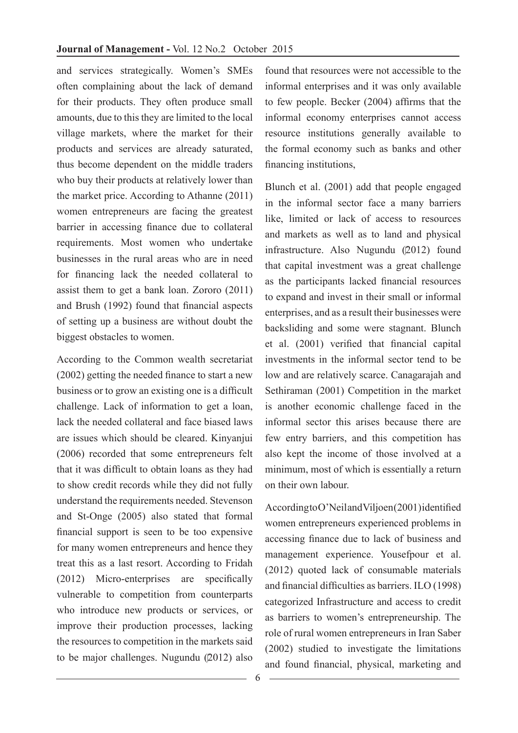and services strategically. Women's SMEs often complaining about the lack of demand for their products. They often produce small amounts, due to this they are limited to the local village markets, where the market for their products and services are already saturated, thus become dependent on the middle traders who buy their products at relatively lower than the market price. According to Athanne (2011) women entrepreneurs are facing the greatest barrier in accessing finance due to collateral requirements. Most women who undertake businesses in the rural areas who are in need for financing lack the needed collateral to assist them to get a bank loan. Zororo (2011) and Brush (1992) found that financial aspects of setting up a business are without doubt the biggest obstacles to women.

According to the Common wealth secretariat (2002) getting the needed finance to start a new business or to grow an existing one is a difficult challenge. Lack of information to get a loan, lack the needed collateral and face biased laws are issues which should be cleared. Kinyanjui (2006) recorded that some entrepreneurs felt that it was difficult to obtain loans as they had to show credit records while they did not fully understand the requirements needed. Stevenson and St-Onge (2005) also stated that formal financial support is seen to be too expensive for many women entrepreneurs and hence they treat this as a last resort. According to Fridah (2012) Micro-enterprises are specifically vulnerable to competition from counterparts who introduce new products or services, or improve their production processes, lacking the resources to competition in the markets said to be major challenges. Nugundu (2012) also found that resources were not accessible to the informal enterprises and it was only available to few people. Becker (2004) affirms that the informal economy enterprises cannot access resource institutions generally available to the formal economy such as banks and other financing institutions,

Blunch et al. (2001) add that people engaged in the informal sector face a many barriers like, limited or lack of access to resources and markets as well as to land and physical infrastructure. Also Nugundu (2012) found that capital investment was a great challenge as the participants lacked financial resources to expand and invest in their small or informal enterprises, and as a result their businesses were backsliding and some were stagnant. Blunch et al. (2001) verified that financial capital investments in the informal sector tend to be low and are relatively scarce. Canagarajah and Sethiraman (2001) Competition in the market is another economic challenge faced in the informal sector this arises because there are few entry barriers, and this competition has also kept the income of those involved at a minimum, most of which is essentially a return on their own labour.

According to O'Neil and Viljoen (2001) identified women entrepreneurs experienced problems in accessing finance due to lack of business and management experience. Yousefpour et al. (2012) quoted lack of consumable materials and financial difficulties as barriers. ILO (1998) categorized Infrastructure and access to credit as barriers to women's entrepreneurship. The role of rural women entrepreneurs in Iran Saber (2002) studied to investigate the limitations and found financial, physical, marketing and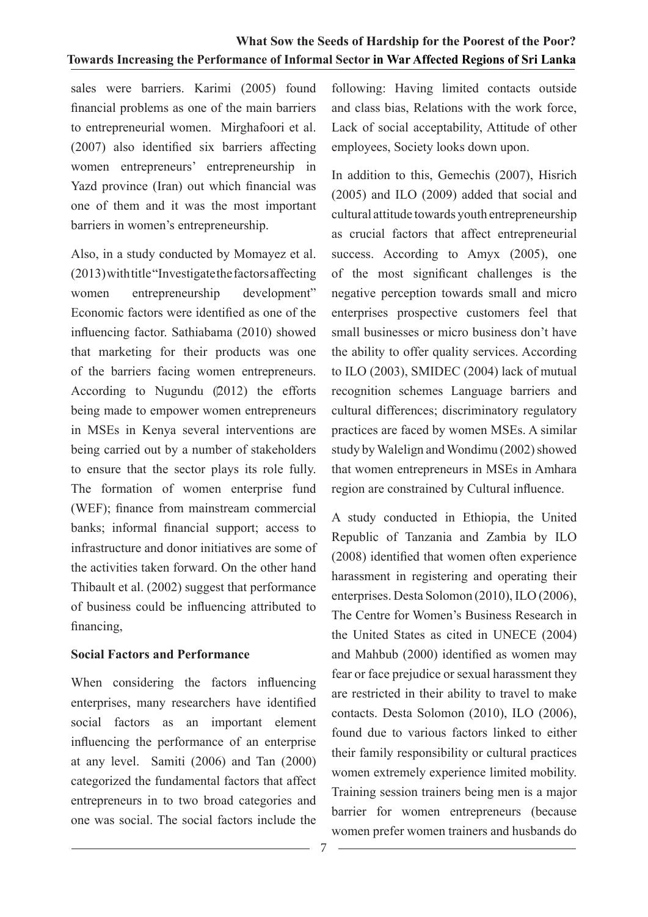sales were barriers. Karimi (2005) found financial problems as one of the main barriers to entrepreneurial women. Mirghafoori et al. (2007) also identified six barriers affecting women entrepreneurs' entrepreneurship in Yazd province (Iran) out which financial was one of them and it was the most important barriers in women's entrepreneurship.

Also, in a study conducted by Momayez et al. (2013) with title "Investigate the factors affecting women entrepreneurship development" Economic factors were identified as one of the influencing factor. Sathiabama (2010) showed that marketing for their products was one of the barriers facing women entrepreneurs. According to Nugundu (2012) the efforts being made to empower women entrepreneurs in MSEs in Kenya several interventions are being carried out by a number of stakeholders to ensure that the sector plays its role fully. The formation of women enterprise fund (WEF); finance from mainstream commercial banks; informal financial support; access to infrastructure and donor initiatives are some of the activities taken forward. On the other hand Thibault et al. (2002) suggest that performance of business could be influencing attributed to financing,

**Social Factors and Performance**

When considering the factors influencing enterprises, many researchers have identified social factors as an important element influencing the performance of an enterprise at any level. Samiti (2006) and Tan (2000) categorized the fundamental factors that affect entrepreneurs in to two broad categories and one was social. The social factors include the following: Having limited contacts outside and class bias, Relations with the work force, Lack of social acceptability, Attitude of other employees, Society looks down upon.

In addition to this, Gemechis (2007), Hisrich (2005) and ILO (2009) added that social and cultural attitude towards youth entrepreneurship as crucial factors that affect entrepreneurial success. According to Amyx (2005), one of the most significant challenges is the negative perception towards small and micro enterprises prospective customers feel that small businesses or micro business don't have the ability to offer quality services. According to ILO (2003), SMIDEC (2004) lack of mutual recognition schemes Language barriers and cultural differences; discriminatory regulatory practices are faced by women MSEs. A similar study by Walelign and Wondimu (2002) showed that women entrepreneurs in MSEs in Amhara region are constrained by Cultural influence.

A study conducted in Ethiopia, the United Republic of Tanzania and Zambia by ILO (2008) identified that women often experience harassment in registering and operating their enterprises. Desta Solomon (2010), ILO (2006), The Centre for Women's Business Research in the United States as cited in UNECE (2004) and Mahbub (2000) identified as women may fear or face prejudice or sexual harassment they are restricted in their ability to travel to make contacts. Desta Solomon (2010), ILO (2006), found due to various factors linked to either their family responsibility or cultural practices women extremely experience limited mobility. Training session trainers being men is a major barrier for women entrepreneurs (because women prefer women trainers and husbands do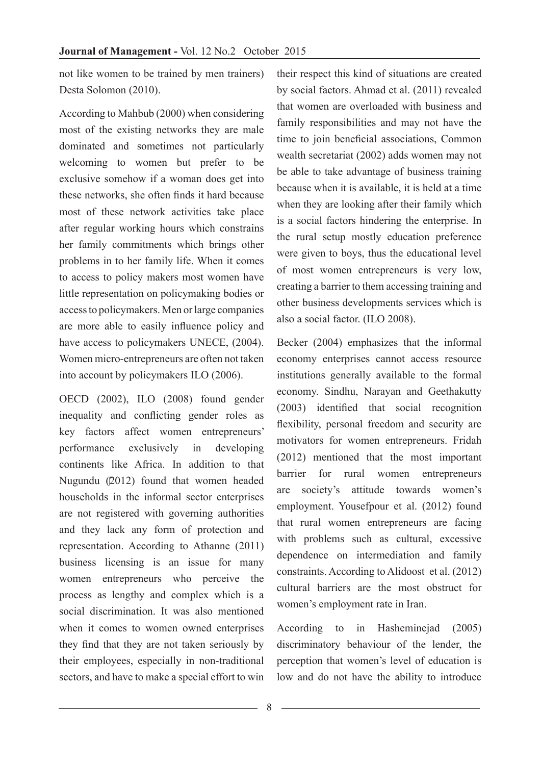not like women to be trained by men trainers) Desta Solomon (2010).

According to Mahbub (2000) when considering most of the existing networks they are male dominated and sometimes not particularly welcoming to women but prefer to be exclusive somehow if a woman does get into these networks, she often finds it hard because most of these network activities take place after regular working hours which constrains her family commitments which brings other problems in to her family life. When it comes to access to policy makers most women have little representation on policymaking bodies or access to policymakers. Men or large companies are more able to easily influence policy and have access to policymakers UNECE, (2004). Women micro-entrepreneurs are often not taken into account by policymakers ILO (2006).

OECD (2002), ILO (2008) found gender inequality and conflicting gender roles as key factors affect women entrepreneurs' performance exclusively in developing continents like Africa. In addition to that Nugundu (2012) found that women headed households in the informal sector enterprises are not registered with governing authorities and they lack any form of protection and representation. According to Athanne (2011) business licensing is an issue for many women entrepreneurs who perceive the process as lengthy and complex which is a social discrimination. It was also mentioned when it comes to women owned enterprises they find that they are not taken seriously by their employees, especially in non-traditional sectors, and have to make a special effort to win their respect this kind of situations are created by social factors. Ahmad et al. (2011) revealed that women are overloaded with business and family responsibilities and may not have the time to join beneficial associations, Common wealth secretariat (2002) adds women may not be able to take advantage of business training because when it is available, it is held at a time when they are looking after their family which is a social factors hindering the enterprise. In the rural setup mostly education preference were given to boys, thus the educational level of most women entrepreneurs is very low, creating a barrier to them accessing training and other business developments services which is also a social factor. (ILO 2008).

Becker (2004) emphasizes that the informal economy enterprises cannot access resource institutions generally available to the formal economy. Sindhu, Narayan and Geethakutty (2003) identified that social recognition flexibility, personal freedom and security are motivators for women entrepreneurs. Fridah (2012) mentioned that the most important barrier for rural women entrepreneurs are society's attitude towards women's employment. Yousefpour et al. (2012) found that rural women entrepreneurs are facing with problems such as cultural, excessive dependence on intermediation and family constraints. According to Alidoost et al. (2012) cultural barriers are the most obstruct for women's employment rate in Iran.

According to in Hasheminejad (2005) discriminatory behaviour of the lender, the perception that women's level of education is low and do not have the ability to introduce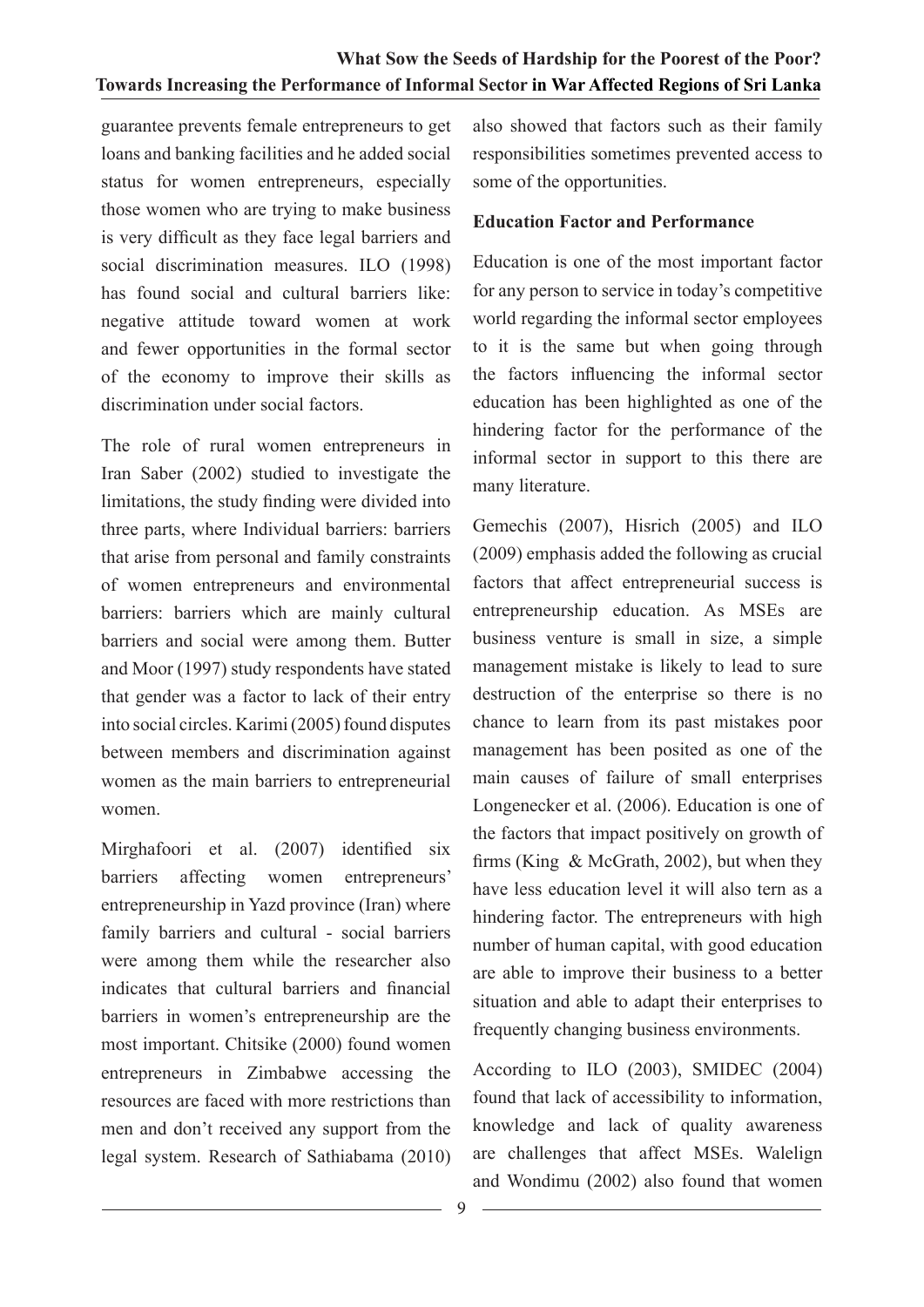guarantee prevents female entrepreneurs to get loans and banking facilities and he added social status for women entrepreneurs, especially those women who are trying to make business is very difficult as they face legal barriers and social discrimination measures. ILO (1998) has found social and cultural barriers like: negative attitude toward women at work and fewer opportunities in the formal sector of the economy to improve their skills as discrimination under social factors.

The role of rural women entrepreneurs in Iran Saber (2002) studied to investigate the limitations, the study finding were divided into three parts, where Individual barriers: barriers that arise from personal and family constraints of women entrepreneurs and environmental barriers: barriers which are mainly cultural barriers and social were among them. Butter and Moor (1997) study respondents have stated that gender was a factor to lack of their entry into social circles. Karimi (2005) found disputes between members and discrimination against women as the main barriers to entrepreneurial women.

Mirghafoori et al. (2007) identified six barriers affecting women entrepreneurs' entrepreneurship in Yazd province (Iran) where family barriers and cultural - social barriers were among them while the researcher also indicates that cultural barriers and financial barriers in women's entrepreneurship are the most important. Chitsike (2000) found women entrepreneurs in Zimbabwe accessing the resources are faced with more restrictions than men and don't received any support from the legal system. Research of Sathiabama (2010) also showed that factors such as their family responsibilities sometimes prevented access to some of the opportunities.

**Education Factor and Performance**

Education is one of the most important factor for any person to service in today's competitive world regarding the informal sector employees to it is the same but when going through the factors influencing the informal sector education has been highlighted as one of the hindering factor for the performance of the informal sector in support to this there are many literature.

Gemechis (2007), Hisrich (2005) and ILO (2009) emphasis added the following as crucial factors that affect entrepreneurial success is entrepreneurship education. As MSEs are business venture is small in size, a simple management mistake is likely to lead to sure destruction of the enterprise so there is no chance to learn from its past mistakes poor management has been posited as one of the main causes of failure of small enterprises Longenecker et al. (2006). Education is one of the factors that impact positively on growth of firms (King & McGrath, 2002), but when they have less education level it will also tern as a hindering factor. The entrepreneurs with high number of human capital, with good education are able to improve their business to a better situation and able to adapt their enterprises to frequently changing business environments.

According to ILO (2003), SMIDEC (2004) found that lack of accessibility to information, knowledge and lack of quality awareness are challenges that affect MSEs. Waleign and Wondimu (2002) also found that women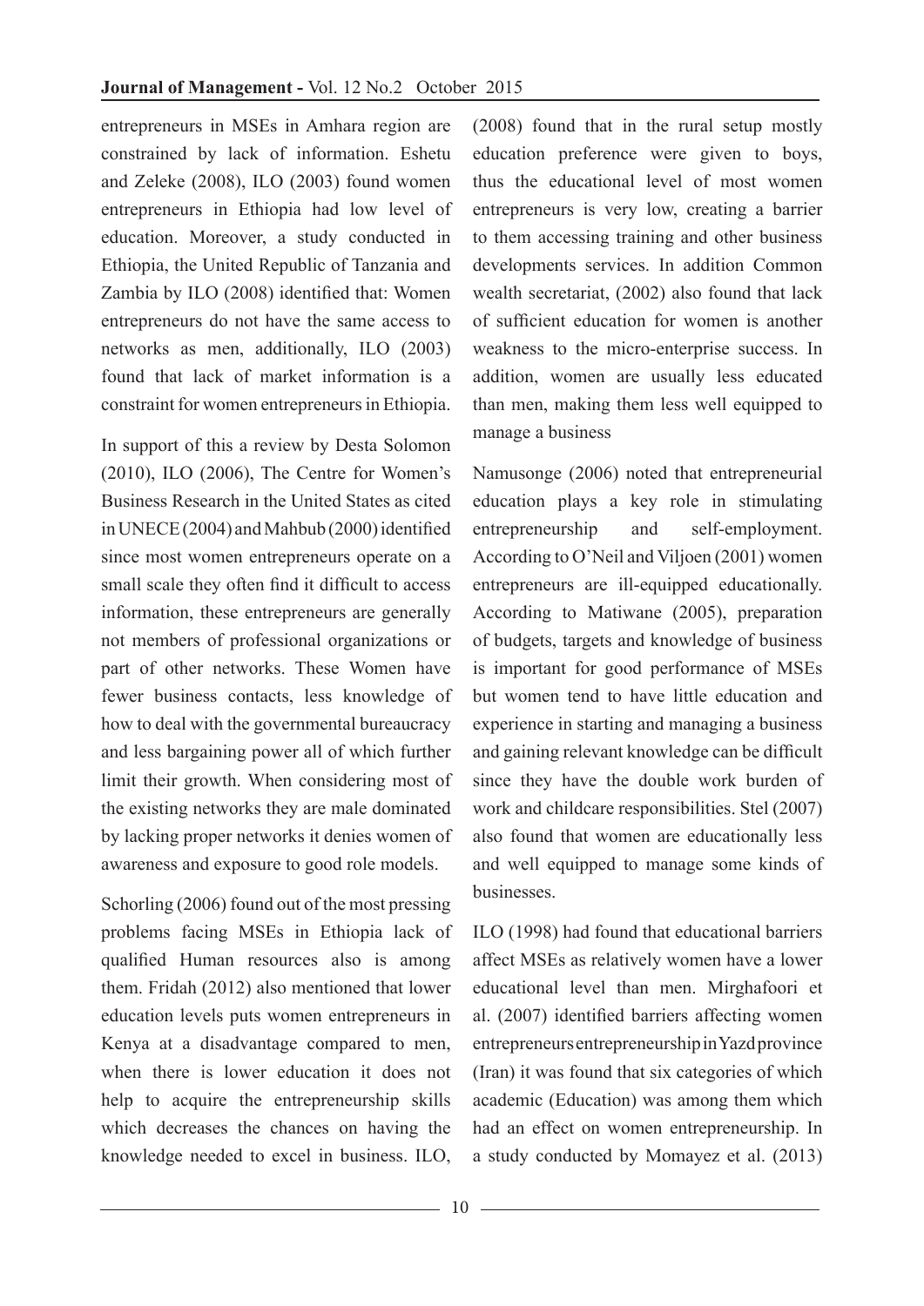entrepreneurs in MSEs in Amhara region are constrained by lack of information. Eshetu and Zeleke (2008), ILO (2003) found women entrepreneurs in Ethiopia had low level of education. Moreover, a study conducted in Ethiopia, the United Republic of Tanzania and Zambia by ILO (2008) identified that: Women entrepreneurs do not have the same access to networks as men, additionally, ILO (2003) found that lack of market information is a constraint for women entrepreneurs in Ethiopia.

In support of this a review by Desta Solomon (2010), ILO (2006), The Centre for Women's Business Research in the United States as cited in UNECE (2004) and Mahbub (2000) identified since most women entrepreneurs operate on a small scale they often find it difficult to access information, these entrepreneurs are generally not members of professional organizations or part of other networks. These Women have fewer business contacts, less knowledge of how to deal with the governmental bureaucracy and less bargaining power all of which further limit their growth. When considering most of the existing networks they are male dominated by lacking proper networks it denies women of awareness and exposure to good role models.

Schorling (2006) found out of the most pressing problems facing MSEs in Ethiopia lack of qualified Human resources also is among them. Fridah (2012) also mentioned that lower education levels puts women entrepreneurs in Kenya at a disadvantage compared to men, when there is lower education it does not help to acquire the entrepreneurship skills which decreases the chances on having the knowledge needed to excel in business. ILO, (2008) found that in the rural setup mostly education preference were given to boys, thus the educational level of most women entrepreneurs is very low, creating a barrier to them accessing training and other business developments services. In addition Common wealth secretariat, (2002) also found that lack of sufficient education for women is another weakness to the micro-enterprise success. In addition, women are usually less educated than men, making them less well equipped to manage a business

Namusonge (2006) noted that entrepreneurial education plays a key role in stimulating entrepreneurship and self-employment. According to O'Neil and Viljoen (2001) women entrepreneurs are ill-equipped educationally. According to Matiwane (2005), preparation of budgets, targets and knowledge of business is important for good performance of MSEs but women tend to have little education and experience in starting and managing a business and gaining relevant knowledge can be difficult since they have the double work burden of work and childcare responsibilities. Stel (2007) also found that women are educationally less and well equipped to manage some kinds of businesses.

ILO (1998) had found that educational barriers affect MSEs as relatively women have a lower educational level than men. Mirghafoori et al. (2007) identified barriers affecting women entrepreneurs entrepreneurship in Yazd province (Iran) it was found that six categories of which academic (Education) was among them which had an effect on women entrepreneurship. In a study conducted by Momayez et al. (2013)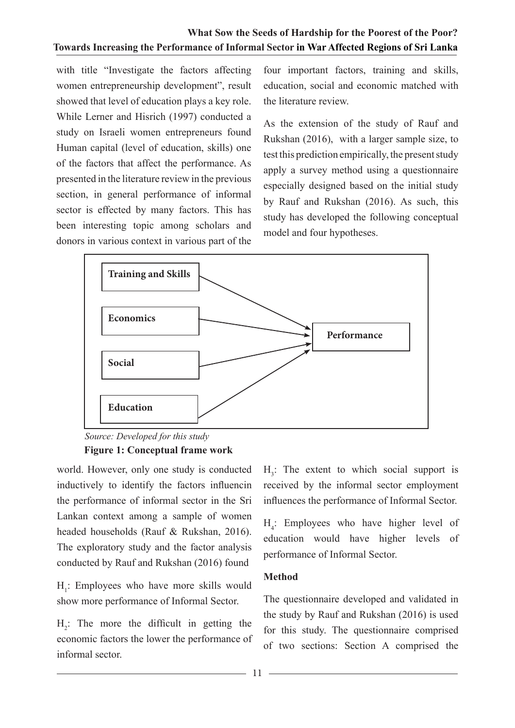with title "Investigate the factors affecting women entrepreneurship development", result showed that level of education plays a key role. While Lerner and Hisrich (1997) conducted a study on Israeli women entrepreneurs found Human capital (level of education, skills) one of the factors that affect the performance. As presented in the literature review in the previous section, in general performance of informal sector is effected by many factors. This has been interesting topic among scholars and donors in various context in various part of the world. However, only one study is conducted inductively to identify the factors influencin the performance of informal sector in the Sri Lankan context among a sample of women headed households (Rauf & Rukshan, 2016). The exploratory study and the factor analysis conducted by Rauf and Rukshan (2016) found four important factors, training and skills, education, social and economic matched with the literature review.

As the extension of the study of Rauf and Rukshan (2016), with a larger sample size, to test this prediction empirically, the present study apply a survey method using a questionnaire especially designed based on the initial study by Rauf and Rukshan (2016). As such, this study has developed the following conceptual model and four hypotheses.

*Source: Developed for this study*

**Figure 1: Conceptual frame work**

$H_1$: Employees who have more skills would show more performance of Informal Sector.

$H_2$: The more the difficult in getting the economic factors the lower the performance of informal sector.

$H_3$: The extent to which social support is received by the informal sector employment influences the performance of Informal Sector.

$H_4$: Employees who have higher level of education would have higher levels of performance of Informal Sector.

**Method**

The questionnaire developed and validated in the study by Rauf and Rukshan (2016) is used for this study. The questionnaire comprised of two sections: Section A comprised the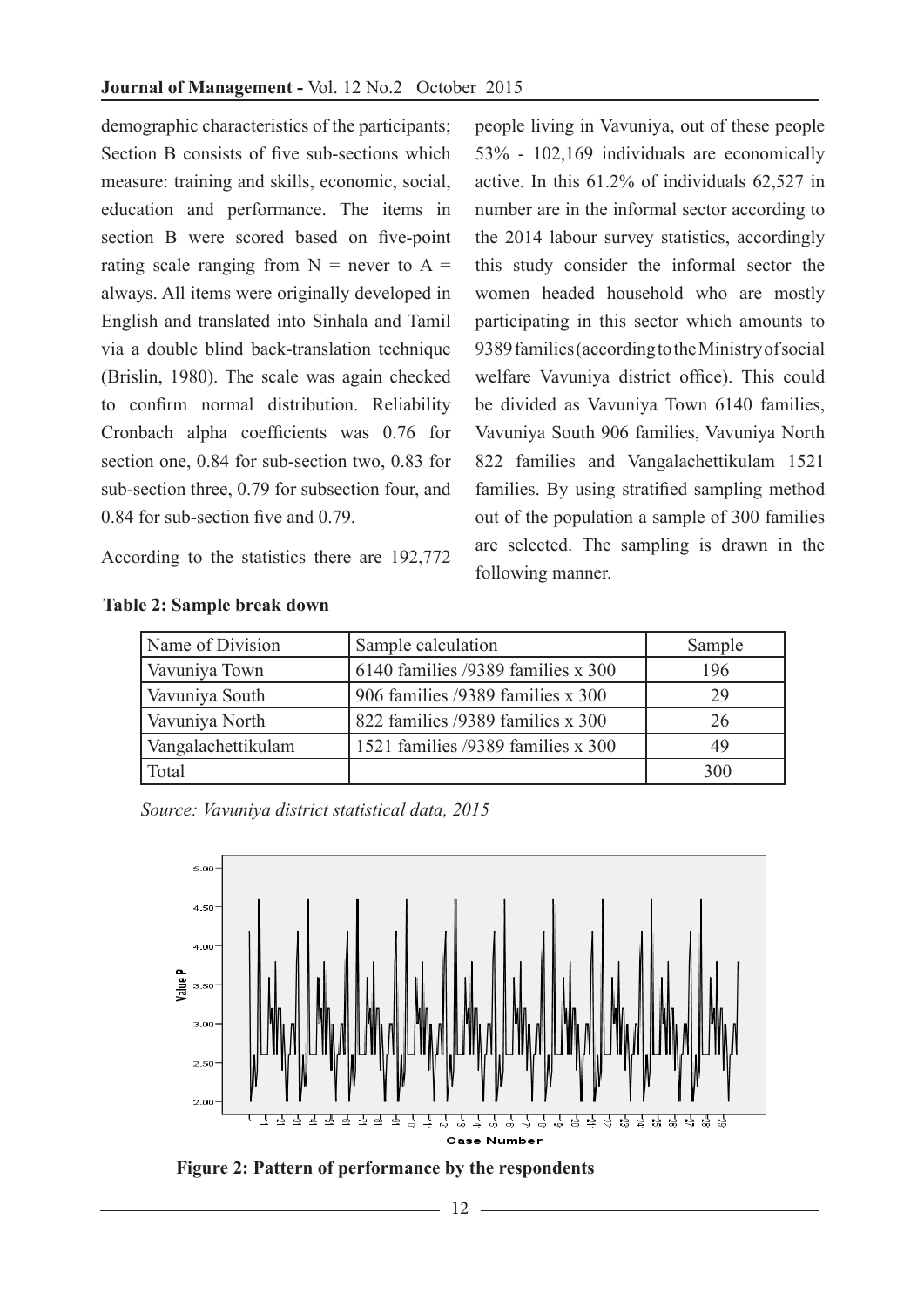demographic characteristics of the participants; Section B consists of five sub-sections which measure: training and skills, economic, social, education and performance. The items in section B were scored based on five-point rating scale ranging from N = never to A = always. All items were originally developed in English and translated into Sinhala and Tamil via a double blind back-translation technique (Brislin, 1980). The scale was again checked to confirm normal distribution. Reliability Cronbach alpha coefficients was 0.76 for section one, 0.84 for sub-section two, 0.83 for sub-section three, 0.79 for subsection four, and 0.84 for sub-section five and 0.79.

According to the statistics there are 192,772 people living in Vavuniya, out of these people 53% - 102,169 individuals are economically active. In this 61.2% of individuals 62,527 in number are in the informal sector according to the 2014 labour survey statistics, accordingly this study consider the informal sector the women headed household who are mostly participating in this sector which amounts to 9389 families (according to the Ministry of social welfare Vavuniya district office). This could be divided as Vavuniya Town 6140 families, Vavuniya South 906 families, Vavuniya North 822 families and Vangalachettikulam 1521 families. By using stratified sampling method out of the population a sample of 300 families are selected. The sampling is drawn in the following manner.

**Table 2: Sample break down**

| Name of Division | Sample calculation | Sample |
|---|---|---|
| Vavuniya Town | 6140 families /9389 families x 300 | 196 |
| Vavuniya South | 906 families /9389 families x 300 | 29 |
| Vavuniya North | 822 families /9389 families x 300 | 26 |
| Vangalachettikulam | 1521 families /9389 families x 300 | 49 |
| Total | | 300 |

*Source: Vavuniya district statistical data, 2015*

**Figure 2: Pattern of performance by the respondents**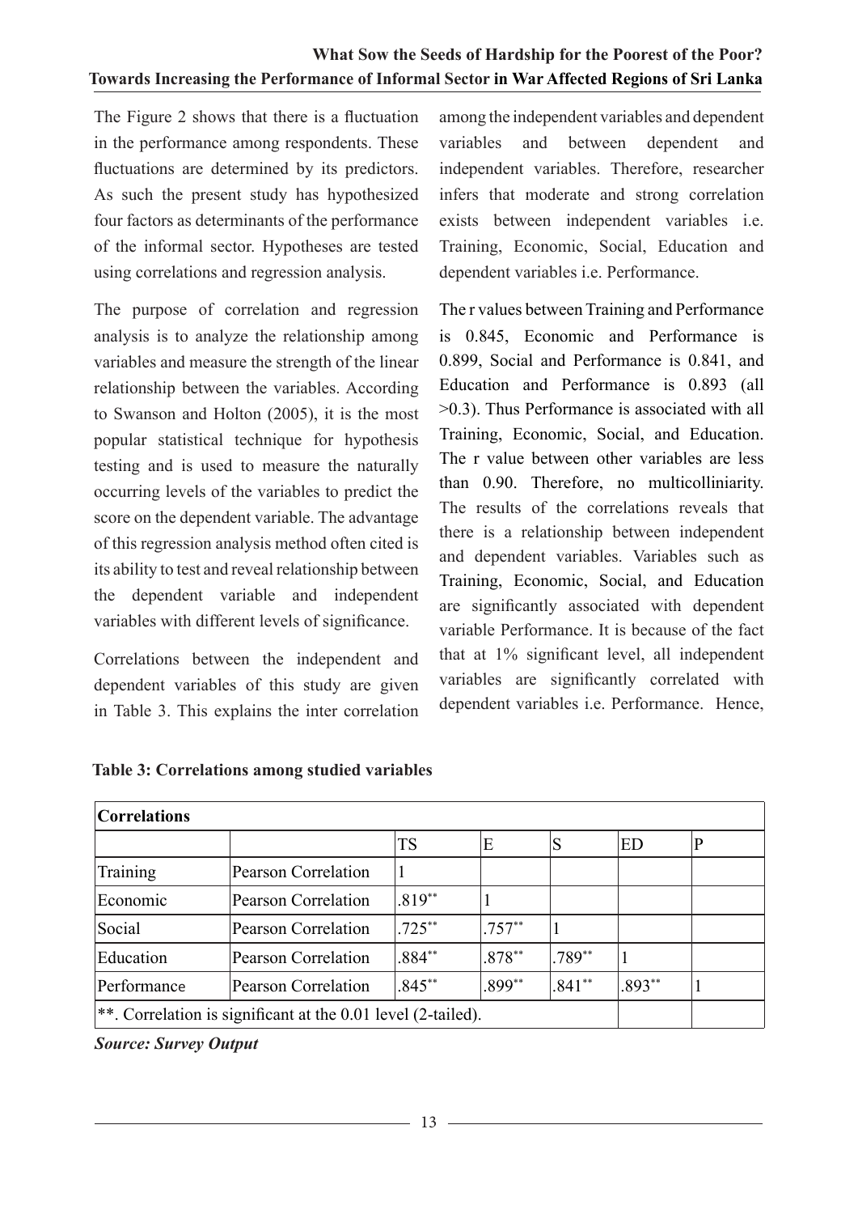The Figure 2 shows that there is a fluctuation in the performance among respondents. These fluctuations are determined by its predictors. As such the present study has hypothesized four factors as determinants of the performance of the informal sector. Hypotheses are tested using correlations and regression analysis.

The purpose of correlation and regression analysis is to analyze the relationship among variables and measure the strength of the linear relationship between the variables. According to Swanson and Holton (2005), it is the most popular statistical technique for hypothesis testing and is used to measure the naturally occurring levels of the variables to predict the score on the dependent variable. The advantage of this regression analysis method often cited is its ability to test and reveal relationship between the dependent variable and independent variables with different levels of significance.

Correlations between the independent and dependent variables of this study are given in Table 3. This explains the inter correlation among the independent variables and dependent variables and between dependent and independent variables. Therefore, researcher infers that moderate and strong correlation exists between independent variables i.e. Training, Economic, Social, Education and dependent variables i.e. Performance.

The r values between Training and Performance is 0.845, Economic and Performance is 0.899, Social and Performance is 0.841, and Education and Performance is 0.893 (all >0.3). Thus Performance is associated with all Training, Economic, Social, and Education. The r value between other variables are less than 0.90. Therefore, no multicolliniarity. The results of the correlations reveals that there is a relationship between independent and dependent variables. Variables such as Training, Economic, Social, and Education are significantly associated with dependent variable Performance. It is because of the fact that at 1% significant level, all independent variables are significantly correlated with dependent variables i.e. Performance. Hence,

**Table 3: Correlations among studied variables**

| **Correlations** | | | | | | |
|---|---|---|---|---|---|---|
| | | TS | E | S | ED | P |
| Training | Pearson Correlation | 1 | | | | |
| Economic | Pearson Correlation | .819** | 1 | | | |
| Social | Pearson Correlation | .725** | .757** | 1 | | |
| Education | Pearson Correlation | .884** | .878** | .789** | 1 | |
| Performance | Pearson Correlation | .845** | .899** | .841** | .893** | 1 |
| **. Correlation is significant at the 0.01 level (2-tailed). | | | | | | |

***Source: Survey Output***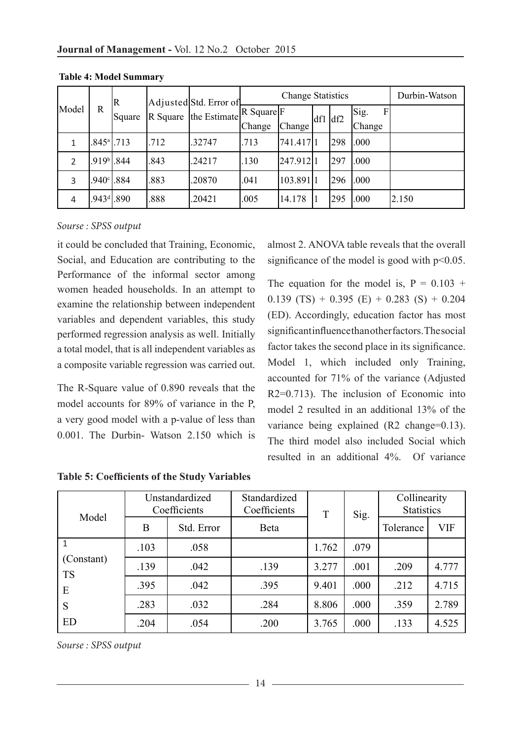**Table 4: Model Summary**

| Model | R | R Square | Adjusted R Square | Std. Error of the Estimate | Change Statistics | | | | | Durbin-Watson |
|---|---|---|---|---|---|---|---|---|---|---|
| | | | | | R Square Change | F Change | df1 | df2 | Sig. F Change | |
| 1 | .845[a] | .713 | .712 | .32747 | .713 | 741.417 | 1 | 298 | .000 | |
| 2 | .919[b] | .844 | .843 | .24217 | .130 | 247.912 | 1 | 297 | .000 | |
| 3 | .940[c] | .884 | .883 | .20870 | .041 | 103.891 | 1 | 296 | .000 | |
| 4 | .943[d] | .890 | .888 | .20421 | .005 | 14.178 | 1 | 295 | .000 | 2.150 |

*Sourse : SPSS output*

it could be concluded that Training, Economic, Social, and Education are contributing to the Performance of the informal sector among women headed households. In an attempt to examine the relationship between independent variables and dependent variables, this study performed regression analysis as well. Initially a total model, that is all independent variables as a composite variable regression was carried out.

The R-Square value of 0.890 reveals that the model accounts for 89% of variance in the P, a very good model with a p-value of less than 0.001. The Durbin- Watson 2.150 which is almost 2. ANOVA table reveals that the overall significance of the model is good with $p<0.05$.

The equation for the model is, $P = 0.103 + 0.139 (TS) + 0.395 (E) + 0.283 (S) + 0.204 (ED)$. Accordingly, education factor has most significant influence than other factors. The social factor takes the second place in its significance. Model 1, which included only Training, accounted for 71% of the variance (Adjusted $R2=0.713$). The inclusion of Economic into model 2 resulted in an additional 13% of the variance being explained ($R2$ change=0.13). The third model also included Social which resulted in an additional 4%. Of variance

**Table 5: Coefficients of the Study Variables**

| Model | Unstandardized Coefficients | | Standardized Coefficients | T | Sig. | Collinearity Statistics | |
|---|---|---|---|---|---|---|---|
| | B | Std. Error | Beta | | | Tolerance | VIF |
| 1 (Constant) | .103 | .058 | | 1.762 | .079 | | |
| TS | .139 | .042 | .139 | 3.277 | .001 | .209 | 4.777 |
| E | .395 | .042 | .395 | 9.401 | .000 | .212 | 4.715 |
| S | .283 | .032 | .284 | 8.806 | .000 | .359 | 2.789 |
| ED | .204 | .054 | .200 | 3.765 | .000 | .133 | 4.525 |

*Sourse : SPSS output*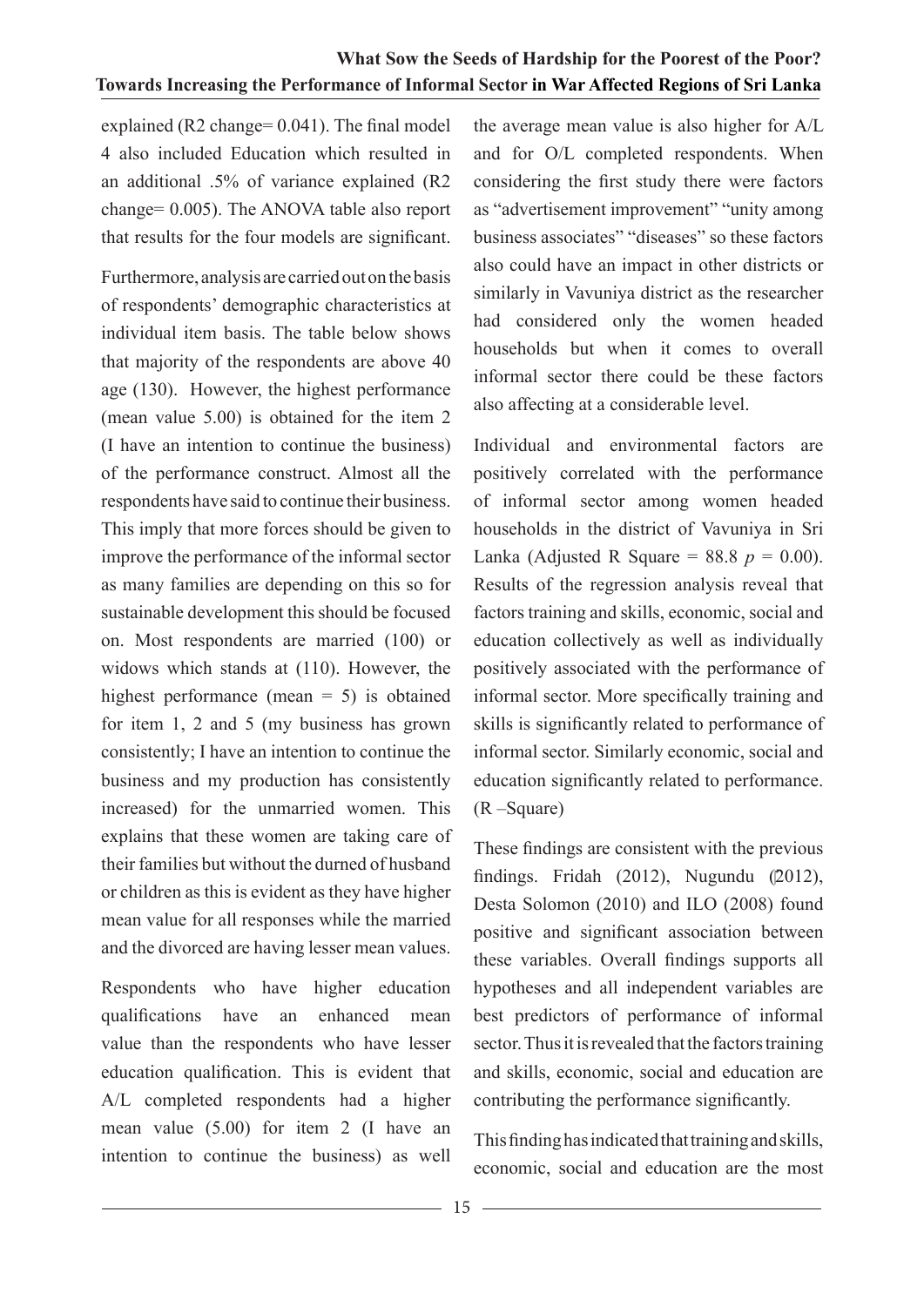explained ($R^2$ change= 0.041). The final model 4 also included Education which resulted in an additional .5% of variance explained ($R^2$ change= 0.005). The ANOVA table also report that results for the four models are significant.

Furthermore, analysis are carried out on the basis of respondents' demographic characteristics at individual item basis. The table below shows that majority of the respondents are above 40 age (130). However, the highest performance (mean value 5.00) is obtained for the item 2 (I have an intention to continue the business) of the performance construct. Almost all the respondents have said to continue their business. This imply that more forces should be given to improve the performance of the informal sector as many families are depending on this so for sustainable development this should be focused on. Most respondents are married (100) or widows which stands at (110). However, the highest performance (mean = 5) is obtained for item 1, 2 and 5 (my business has grown consistently; I have an intention to continue the business and my production has consistently increased) for the unmarried women. This explains that these women are taking care of their families but without the durned of husband or children as this is evident as they have higher mean value for all responses while the married and the divorced are having lesser mean values.

Respondents who have higher education qualifications have an enhanced mean value than the respondents who have lesser education qualification. This is evident that A/L completed respondents had a higher mean value (5.00) for item 2 (I have an intention to continue the business) as well the average mean value is also higher for A/L and for O/L completed respondents. When considering the first study there were factors as "advertisement improvement" "unity among business associates" "diseases" so these factors also could have an impact in other districts or similarly in Vavuniya district as the researcher had considered only the women headed households but when it comes to overall informal sector there could be these factors also affecting at a considerable level.

Individual and environmental factors are positively correlated with the performance of informal sector among women headed households in the district of Vavuniya in Sri Lanka (Adjusted R Square = 88.8 $p = 0.00$). Results of the regression analysis reveal that factors training and skills, economic, social and education collectively as well as individually positively associated with the performance of informal sector. More specifically training and skills is significantly related to performance of informal sector. Similarly economic, social and education significantly related to performance. (R –Square)

These findings are consistent with the previous findings. Fridah (2012), Nugundu (2012), Desta Solomon (2010) and ILO (2008) found positive and significant association between these variables. Overall findings supports all hypotheses and all independent variables are best predictors of performance of informal sector. Thus it is revealed that the factors training and skills, economic, social and education are contributing the performance significantly.

This finding has indicated that training and skills, economic, social and education are the most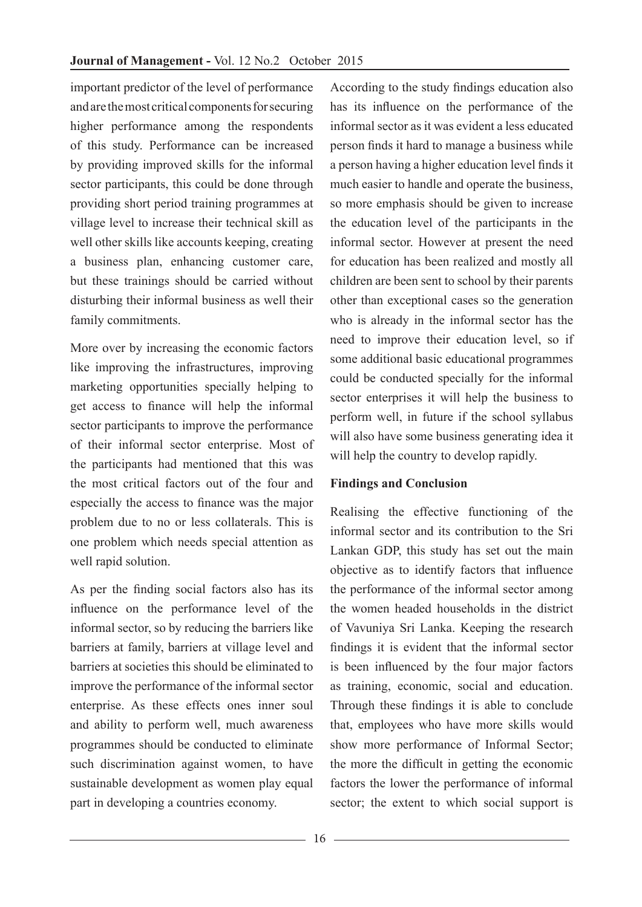important predictor of the level of performance and are the most critical components for securing higher performance among the respondents of this study. Performance can be increased by providing improved skills for the informal sector participants, this could be done through providing short period training programmes at village level to increase their technical skill as well other skills like accounts keeping, creating a business plan, enhancing customer care, but these trainings should be carried without disturbing their informal business as well their family commitments.

More over by increasing the economic factors like improving the infrastructures, improving marketing opportunities specially helping to get access to finance will help the informal sector participants to improve the performance of their informal sector enterprise. Most of the participants had mentioned that this was the most critical factors out of the four and especially the access to finance was the major problem due to no or less collaterals. This is one problem which needs special attention as well rapid solution.

As per the finding social factors also has its influence on the performance level of the informal sector, so by reducing the barriers like barriers at family, barriers at village level and barriers at societies this should be eliminated to improve the performance of the informal sector enterprise. As these effects ones inner soul and ability to perform well, much awareness programmes should be conducted to eliminate such discrimination against women, to have sustainable development as women play equal part in developing a countries economy.

According to the study findings education also has its influence on the performance of the informal sector as it was evident a less educated person finds it hard to manage a business while a person having a higher education level finds it much easier to handle and operate the business, so more emphasis should be given to increase the education level of the participants in the informal sector. However at present the need for education has been realized and mostly all children are been sent to school by their parents other than exceptional cases so the generation who is already in the informal sector has the need to improve their education level, so if some additional basic educational programmes could be conducted specially for the informal sector enterprises it will help the business to perform well, in future if the school syllabus will also have some business generating idea it will help the country to develop rapidly.

## Findings and Conclusion

Realising the effective functioning of the informal sector and its contribution to the Sri Lankan GDP, this study has set out the main objective as to identify factors that influence the performance of the informal sector among the women headed households in the district of Vavuniya Sri Lanka. Keeping the research findings it is evident that the informal sector is been influenced by the four major factors as training, economic, social and education. Through these findings it is able to conclude that, employees who have more skills would show more performance of Informal Sector; the more the difficult in getting the economic factors the lower the performance of informal sector; the extent to which social support is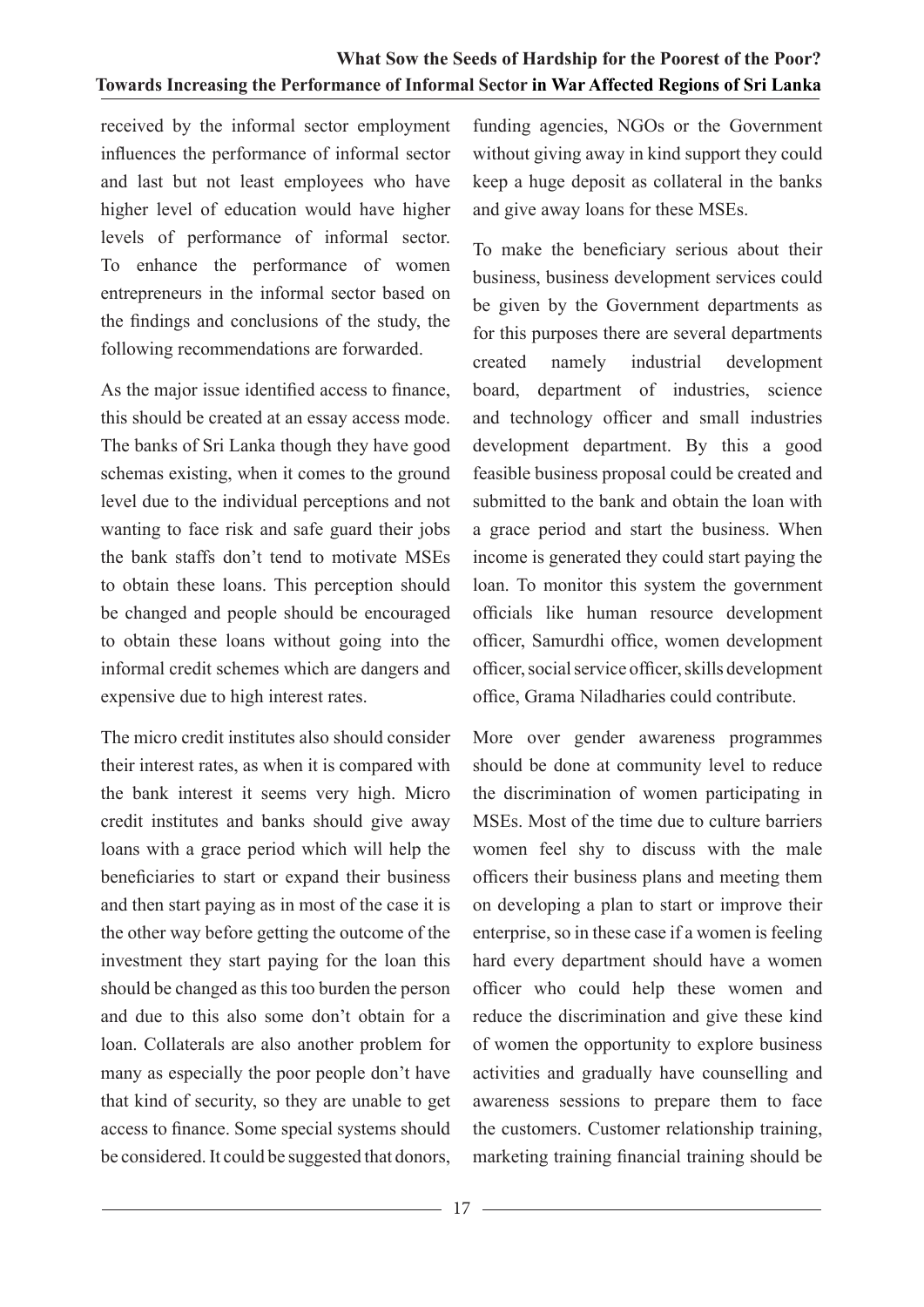received by the informal sector employment influences the performance of informal sector and last but not least employees who have higher level of education would have higher levels of performance of informal sector. To enhance the performance of women entrepreneurs in the informal sector based on the findings and conclusions of the study, the following recommendations are forwarded.

As the major issue identified access to finance, this should be created at an essay access mode. The banks of Sri Lanka though they have good schemas existing, when it comes to the ground level due to the individual perceptions and not wanting to face risk and safe guard their jobs the bank staffs don't tend to motivate MSEs to obtain these loans. This perception should be changed and people should be encouraged to obtain these loans without going into the informal credit schemes which are dangers and expensive due to high interest rates.

The micro credit institutes also should consider their interest rates, as when it is compared with the bank interest it seems very high. Micro credit institutes and banks should give away loans with a grace period which will help the beneficiaries to start or expand their business and then start paying as in most of the case it is the other way before getting the outcome of the investment they start paying for the loan this should be changed as this too burden the person and due to this also some don't obtain for a loan. Collaterals are also another problem for many as especially the poor people don't have that kind of security, so they are unable to get access to finance. Some special systems should be considered. It could be suggested that donors, funding agencies, NGOs or the Government without giving away in kind support they could keep a huge deposit as collateral in the banks and give away loans for these MSEs.

To make the beneficiary serious about their business, business development services could be given by the Government departments as for this purposes there are several departments created namely industrial development board, department of industries, science and technology officer and small industries development department. By this a good feasible business proposal could be created and submitted to the bank and obtain the loan with a grace period and start the business. When income is generated they could start paying the loan. To monitor this system the government officials like human resource development officer, Samurdhi office, women development officer, social service officer, skills development office, Grama Niladharies could contribute.

More over gender awareness programmes should be done at community level to reduce the discrimination of women participating in MSEs. Most of the time due to culture barriers women feel shy to discuss with the male officers their business plans and meeting them on developing a plan to start or improve their enterprise, so in these case if a women is feeling hard every department should have a women officer who could help these women and reduce the discrimination and give these kind of women the opportunity to explore business activities and gradually have counselling and awareness sessions to prepare them to face the customers. Customer relationship training, marketing training financial training should be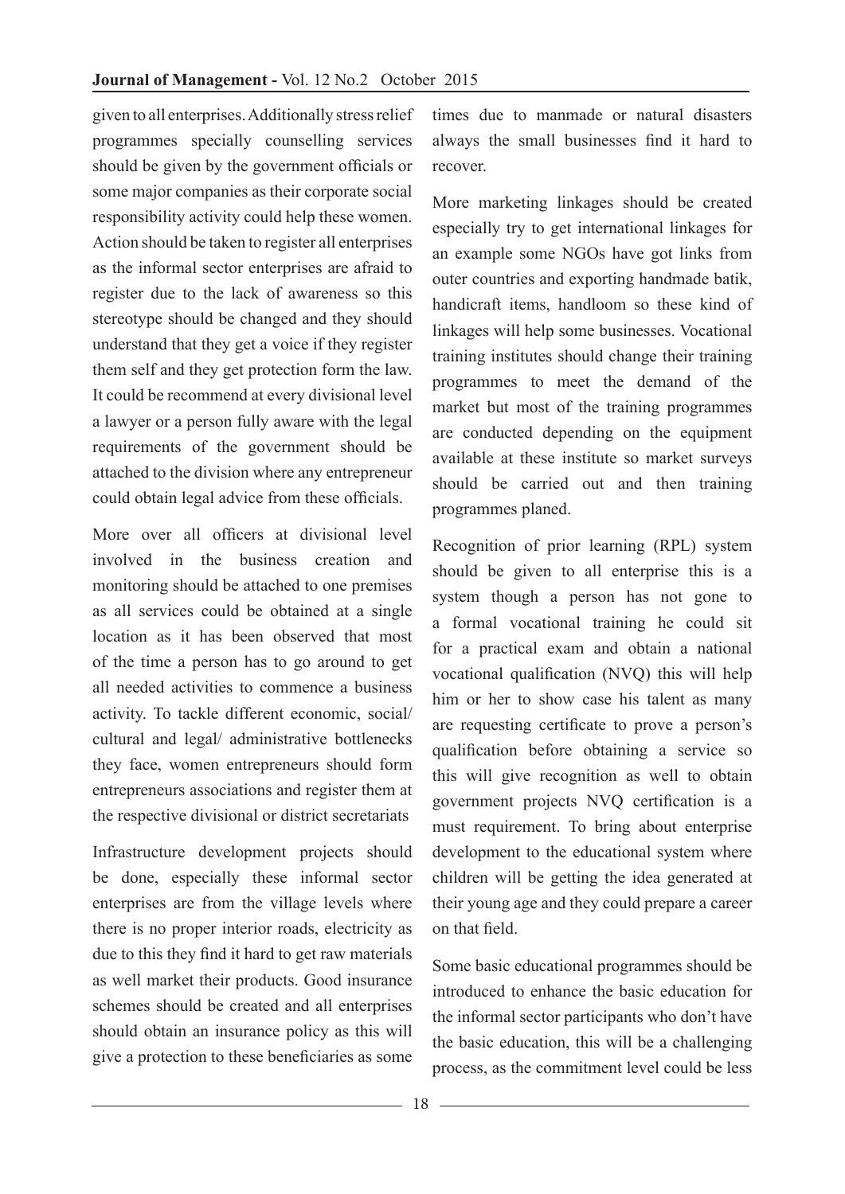given to all enterprises. Additionally stress relief programmes specially counselling services should be given by the government officials or some major companies as their corporate social responsibility activity could help these women. Action should be taken to register all enterprises as the informal sector enterprises are afraid to register due to the lack of awareness so this stereotype should be changed and they should understand that they get a voice if they register them self and they get protection form the law. It could be recommend at every divisional level a lawyer or a person fully aware with the legal requirements of the government should be attached to the division where any entrepreneur could obtain legal advice from these officials.

More over all officers at divisional level involved in the business creation and monitoring should be attached to one premises as all services could be obtained at a single location as it has been observed that most of the time a person has to go around to get all needed activities to commence a business activity. To tackle different economic, social/ cultural and legal/ administrative bottlenecks they face, women entrepreneurs should form entrepreneurs associations and register them at the respective divisional or district secretariats

Infrastructure development projects should be done, especially these informal sector enterprises are from the village levels where there is no proper interior roads, electricity as due to this they find it hard to get raw materials as well market their products. Good insurance schemes should be created and all enterprises should obtain an insurance policy as this will give a protection to these beneficiaries as some times due to manmade or natural disasters always the small businesses find it hard to recover.

More marketing linkages should be created especially try to get international linkages for an example some NGOs have got links from outer countries and exporting handmade batik, handicraft items, handloom so these kind of linkages will help some businesses. Vocational training institutes should change their training programmes to meet the demand of the market but most of the training programmes are conducted depending on the equipment available at these institute so market surveys should be carried out and then training programmes planed.

Recognition of prior learning (RPL) system should be given to all enterprise this is a system though a person has not gone to a formal vocational training he could sit for a practical exam and obtain a national vocational qualification (NVQ) this will help him or her to show case his talent as many are requesting certificate to prove a person's qualification before obtaining a service so this will give recognition as well to obtain government projects NVQ certification is a must requirement. To bring about enterprise development to the educational system where children will be getting the idea generated at their young age and they could prepare a career on that field.

Some basic educational programmes should be introduced to enhance the basic education for the informal sector participants who don't have the basic education, this will be a challenging process, as the commitment level could be less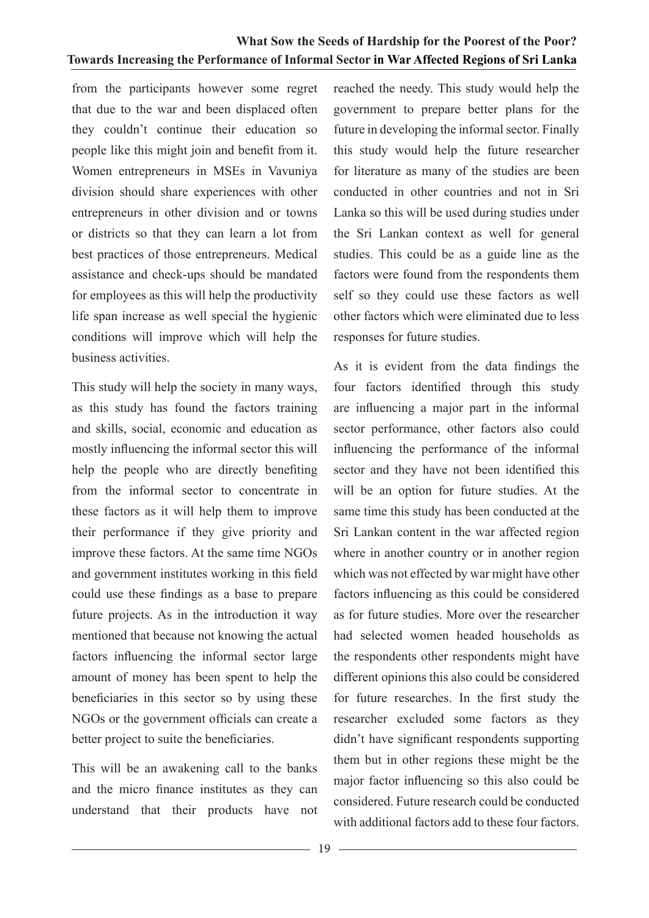from the participants however some regret that due to the war and been displaced often they couldn't continue their education so people like this might join and benefit from it. Women entrepreneurs in MSEs in Vavuniya division should share experiences with other entrepreneurs in other division and or towns or districts so that they can learn a lot from best practices of those entrepreneurs. Medical assistance and check-ups should be mandated for employees as this will help the productivity life span increase as well special the hygienic conditions will improve which will help the business activities.

This study will help the society in many ways, as this study has found the factors training and skills, social, economic and education as mostly influencing the informal sector this will help the people who are directly benefiting from the informal sector to concentrate in these factors as it will help them to improve their performance if they give priority and improve these factors. At the same time NGOs and government institutes working in this field could use these findings as a base to prepare future projects. As in the introduction it way mentioned that because not knowing the actual factors influencing the informal sector large amount of money has been spent to help the beneficiaries in this sector so by using these NGOs or the government officials can create a better project to suite the beneficiaries.

This will be an awakening call to the banks and the micro finance institutes as they can understand that their products have not reached the needy. This study would help the government to prepare better plans for the future in developing the informal sector. Finally this study would help the future researcher for literature as many of the studies are been conducted in other countries and not in Sri Lanka so this will be used during studies under the Sri Lankan context as well for general studies. This could be as a guide line as the factors were found from the respondents them self so they could use these factors as well other factors which were eliminated due to less responses for future studies.

As it is evident from the data findings the four factors identified through this study are influencing a major part in the informal sector performance, other factors also could influencing the performance of the informal sector and they have not been identified this will be an option for future studies. At the same time this study has been conducted at the Sri Lankan content in the war affected region where in another country or in another region which was not effected by war might have other factors influencing as this could be considered as for future studies. More over the researcher had selected women headed households as the respondents other respondents might have different opinions this also could be considered for future researches. In the first study the researcher excluded some factors as they didn't have significant respondents supporting them but in other regions these might be the major factor influencing so this also could be considered. Future research could be conducted with additional factors add to these four factors.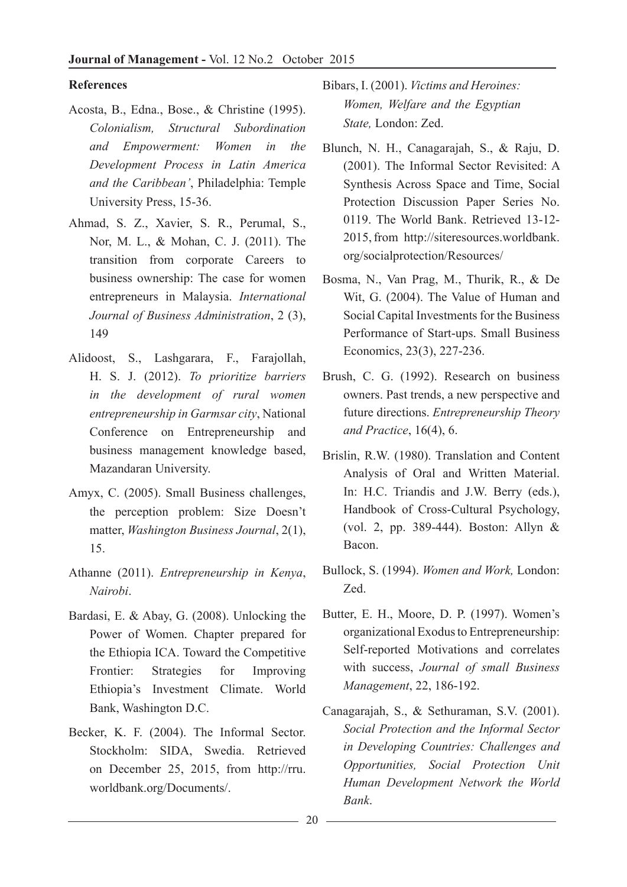**References**

Acosta, B., Edna., Bose., & Christine (1995). *Colonialism, Structural Subordination and Empowerment: Women in the Development Process in Latin America and the Caribbean'*, Philadelphia: Temple University Press, 15-36.

Ahmad, S. Z., Xavier, S. R., Perumal, S., Nor, M. L., & Mohan, C. J. (2011). The transition from corporate Careers to business ownership: The case for women entrepreneurs in Malaysia. *International Journal of Business Administration*, 2 (3), 149

Alidoost, S., Lashgarara, F., Farajollah, H. S. J. (2012). *To prioritize barriers in the development of rural women entrepreneurship in Garmsar city*, National Conference on Entrepreneurship and business management knowledge based, Mazandaran University.

Amyx, C. (2005). Small Business challenges, the perception problem: Size Doesn't matter, *Washington Business Journal*, 2(1), 15.

Athanne (2011). *Entrepreneurship in Kenya*, *Nairobi*.

Bardasi, E. & Abay, G. (2008). Unlocking the Power of Women. Chapter prepared for the Ethiopia ICA. Toward the Competitive Frontier: Strategies for Improving Ethiopia's Investment Climate. World Bank, Washington D.C.

Becker, K. F. (2004). The Informal Sector. Stockholm: SIDA, Swedia. Retrieved on December 25, 2015, from http://rru.worldbank.org/Documents/.

Bibars, I. (2001). *Victims and Heroines: Women, Welfare and the Egyptian State,* London: Zed.

Blunch, N. H., Canagarajah, S., & Raju, D. (2001). The Informal Sector Revisited: A Synthesis Across Space and Time, Social Protection Discussion Paper Series No. 0119. The World Bank. Retrieved 13-12-2015, from http://siteresources.worldbank.org/socialprotection/Resources/

Bosma, N., Van Prag, M., Thurik, R., & De Wit, G. (2004). The Value of Human and Social Capital Investments for the Business Performance of Start-ups. Small Business Economics, 23(3), 227-236.

Brush, C. G. (1992). Research on business owners. Past trends, a new perspective and future directions. *Entrepreneurship Theory and Practice*, 16(4), 6.

Brislin, R.W. (1980). Translation and Content Analysis of Oral and Written Material. In: H.C. Triandis and J.W. Berry (eds.), Handbook of Cross-Cultural Psychology, (vol. 2, pp. 389-444). Boston: Allyn & Bacon.

Bullock, S. (1994). *Women and Work,* London: Zed.

Butter, E. H., Moore, D. P. (1997). Women's organizational Exodus to Entrepreneurship: Self-reported Motivations and correlates with success, *Journal of small Business Management*, 22, 186-192.

Canagarajah, S., & Sethuraman, S.V. (2001). *Social Protection and the Informal Sector in Developing Countries: Challenges and Opportunities, Social Protection Unit Human Development Network the World Bank*.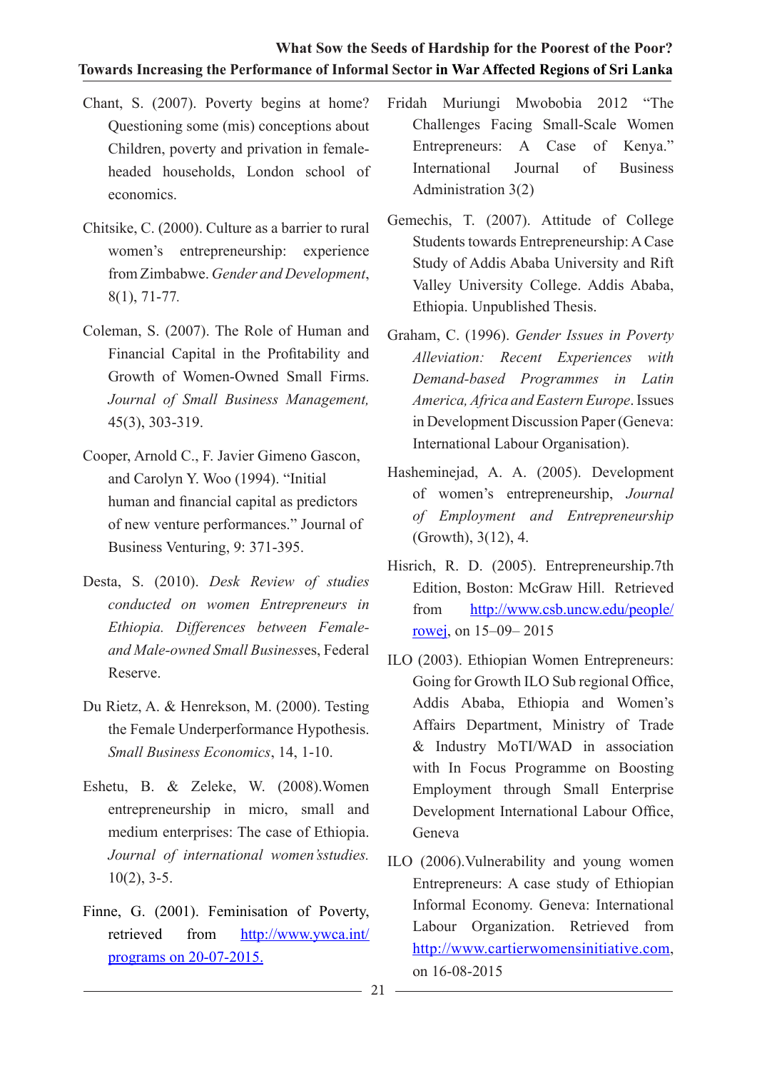Chant, S. (2007). Poverty begins at home? Questioning some (mis) conceptions about Children, poverty and privation in female-headed households, London school of economics.

Chitsike, C. (2000). Culture as a barrier to rural women's entrepreneurship: experience from Zimbabwe. *Gender and Development*, 8(1), 71-77.

Coleman, S. (2007). The Role of Human and Financial Capital in the Profitability and Growth of Women-Owned Small Firms. *Journal of Small Business Management,* 45(3), 303-319.

Cooper, Arnold C., F. Javier Gimeno Gascon, and Carolyn Y. Woo (1994). "Initial human and financial capital as predictors of new venture performances." Journal of Business Venturing, 9: 371-395.

Desta, S. (2010). *Desk Review of studies conducted on women Entrepreneurs in Ethiopia. Differences between Female-and Male-owned Small Business*es, Federal Reserve.

Du Rietz, A. & Henrekson, M. (2000). Testing the Female Underperformance Hypothesis. *Small Business Economics*, 14, 1-10.

Eshetu, B. & Zeleke, W. (2008).Women entrepreneurship in micro, small and medium enterprises: The case of Ethiopia. *Journal of international women'sstudies.* 10(2), 3-5.

Finne, G. (2001). Feminisation of Poverty, retrieved from http://www.ywca.int/programs on 20-07-2015.

Fridah Muriungi Mwobobia 2012 "The Challenges Facing Small-Scale Women Entrepreneurs: A Case of Kenya." International Journal of Business Administration 3(2)

Gemechis, T. (2007). Attitude of College Students towards Entrepreneurship: A Case Study of Addis Ababa University and Rift Valley University College. Addis Ababa, Ethiopia. Unpublished Thesis.

Graham, C. (1996). *Gender Issues in Poverty Alleviation: Recent Experiences with Demand-based Programmes in Latin America, Africa and Eastern Europe*. Issues in Development Discussion Paper (Geneva: International Labour Organisation).

Hasheminejad, A. A. (2005). Development of women's entrepreneurship, *Journal of Employment and Entrepreneurship* (Growth), 3(12), 4.

Hisrich, R. D. (2005). Entrepreneurship.7th Edition, Boston: McGraw Hill. Retrieved from http://www.csb.uncw.edu/people/rowej, on 15–09– 2015

ILO (2003). Ethiopian Women Entrepreneurs: Going for Growth ILO Sub regional Office, Addis Ababa, Ethiopia and Women's Affairs Department, Ministry of Trade & Industry MoTI/WAD in association with In Focus Programme on Boosting Employment through Small Enterprise Development International Labour Office, Geneva

ILO (2006).Vulnerability and young women Entrepreneurs: A case study of Ethiopian Informal Economy. Geneva: International Labour Organization. Retrieved from http://www.cartierwomensinitiative.com, on 16-08-2015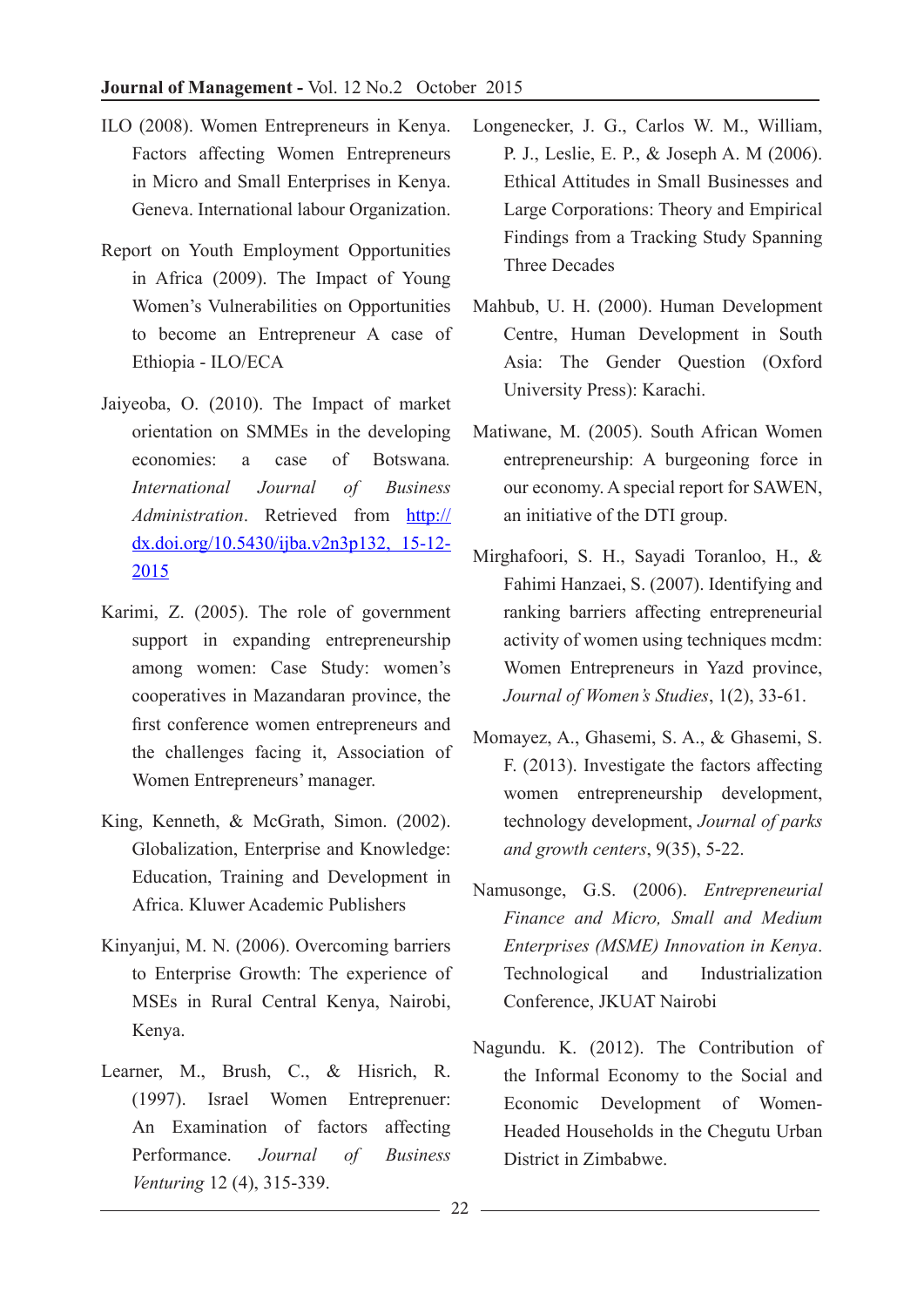ILO (2008). Women Entrepreneurs in Kenya. Factors affecting Women Entrepreneurs in Micro and Small Enterprises in Kenya. Geneva. International labour Organization.

Report on Youth Employment Opportunities in Africa (2009). The Impact of Young Women's Vulnerabilities on Opportunities to become an Entrepreneur A case of Ethiopia - ILO/ECA

Jaiyeoba, O. (2010). The Impact of market orientation on SMMEs in the developing economies: a case of Botswana. *International Journal of Business Administration*. Retrieved from http://dx.doi.org/10.5430/ijba.v2n3p132, 15-12-2015

Karimi, Z. (2005). The role of government support in expanding entrepreneurship among women: Case Study: women's cooperatives in Mazandaran province, the first conference women entrepreneurs and the challenges facing it, Association of Women Entrepreneurs' manager.

King, Kenneth, & McGrath, Simon. (2002). Globalization, Enterprise and Knowledge: Education, Training and Development in Africa. Kluwer Academic Publishers

Kinyanjui, M. N. (2006). Overcoming barriers to Enterprise Growth: The experience of MSEs in Rural Central Kenya, Nairobi, Kenya.

Learner, M., Brush, C., & Hisrich, R. (1997). Israel Women Entreprenuer: An Examination of factors affecting Performance. *Journal of Business Venturing* 12 (4), 315-339.

Longenecker, J. G., Carlos W. M., William, P. J., Leslie, E. P., & Joseph A. M (2006). Ethical Attitudes in Small Businesses and Large Corporations: Theory and Empirical Findings from a Tracking Study Spanning Three Decades

Mahbub, U. H. (2000). Human Development Centre, Human Development in South Asia: The Gender Question (Oxford University Press): Karachi.

Matiwane, M. (2005). South African Women entrepreneurship: A burgeoning force in our economy. A special report for SAWEN, an initiative of the DTI group.

Mirghafoori, S. H., Sayadi Toranloo, H., & Fahimi Hanzaei, S. (2007). Identifying and ranking barriers affecting entrepreneurial activity of women using techniques mcdm: Women Entrepreneurs in Yazd province, *Journal of Women's Studies*, 1(2), 33-61.

Momayez, A., Ghasemi, S. A., & Ghasemi, S. F. (2013). Investigate the factors affecting women entrepreneurship development, technology development, *Journal of parks and growth centers*, 9(35), 5-22.

Namusonge, G.S. (2006). *Entrepreneurial Finance and Micro, Small and Medium Enterprises (MSME) Innovation in Kenya*. Technological and Industrialization Conference, JKUAT Nairobi

Nagundu. K. (2012). The Contribution of the Informal Economy to the Social and Economic Development of Women-Headed Households in the Chegutu Urban District in Zimbabwe.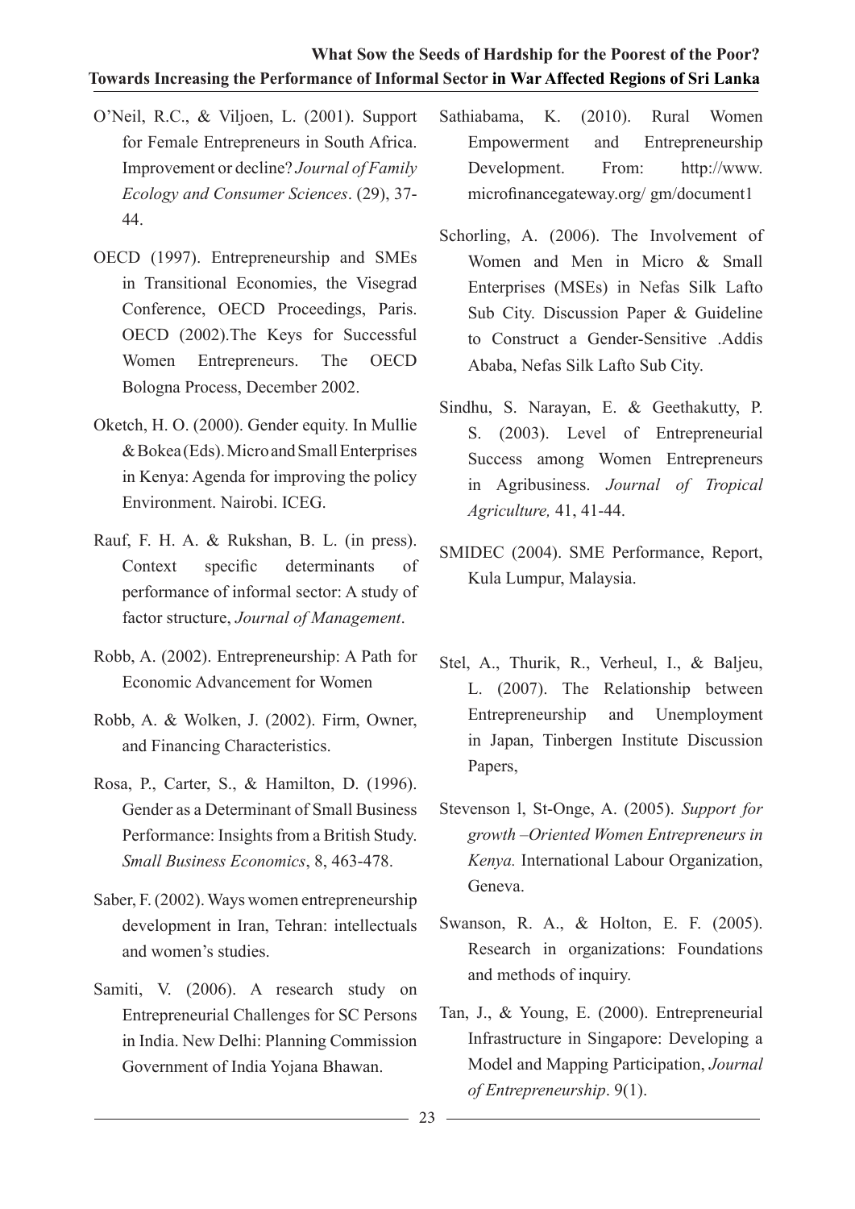O'Neil, R.C., & Viljoen, L. (2001). Support for Female Entrepreneurs in South Africa. Improvement or decline? *Journal of Family Ecology and Consumer Sciences*. (29), 37-44.

OECD (1997). Entrepreneurship and SMEs in Transitional Economies, the Visegrad Conference, OECD Proceedings, Paris. OECD (2002).The Keys for Successful Women Entrepreneurs. The OECD Bologna Process, December 2002.

Oketch, H. O. (2000). Gender equity. In Mullie & Bokea (Eds). Micro and Small Enterprises in Kenya: Agenda for improving the policy Environment. Nairobi. ICEG.

Rauf, F. H. A. & Rukshan, B. L. (in press). Context specific determinants of performance of informal sector: A study of factor structure, *Journal of Management*.

Robb, A. (2002). Entrepreneurship: A Path for Economic Advancement for Women

Robb, A. & Wolken, J. (2002). Firm, Owner, and Financing Characteristics.

Rosa, P., Carter, S., & Hamilton, D. (1996). Gender as a Determinant of Small Business Performance: Insights from a British Study. *Small Business Economics*, 8, 463-478.

Saber, F. (2002). Ways women entrepreneurship development in Iran, Tehran: intellectuals and women's studies.

Samiti, V. (2006). A research study on Entrepreneurial Challenges for SC Persons in India. New Delhi: Planning Commission Government of India Yojana Bhawan.

Sathiabama, K. (2010). Rural Women Empowerment and Entrepreneurship Development. From: http://www.microfinancegateway.org/ gm/document1

Schorling, A. (2006). The Involvement of Women and Men in Micro & Small Enterprises (MSEs) in Nefas Silk Lafto Sub City. Discussion Paper & Guideline to Construct a Gender-Sensitive .Addis Ababa, Nefas Silk Lafto Sub City.

Sindhu, S. Narayan, E. & Geethakutty, P. S. (2003). Level of Entrepreneurial Success among Women Entrepreneurs in Agribusiness. *Journal of Tropical Agriculture,* 41, 41-44.

SMIDEC (2004). SME Performance, Report, Kula Lumpur, Malaysia.

Stel, A., Thurik, R., Verheul, I., & Baljeu, L. (2007). The Relationship between Entrepreneurship and Unemployment in Japan, Tinbergen Institute Discussion Papers,

Stevenson l, St-Onge, A. (2005). *Support for growth –Oriented Women Entrepreneurs in Kenya.* International Labour Organization, Geneva.

Swanson, R. A., & Holton, E. F. (2005). Research in organizations: Foundations and methods of inquiry.

Tan, J., & Young, E. (2000). Entrepreneurial Infrastructure in Singapore: Developing a Model and Mapping Participation, *Journal of Entrepreneurship*. 9(1).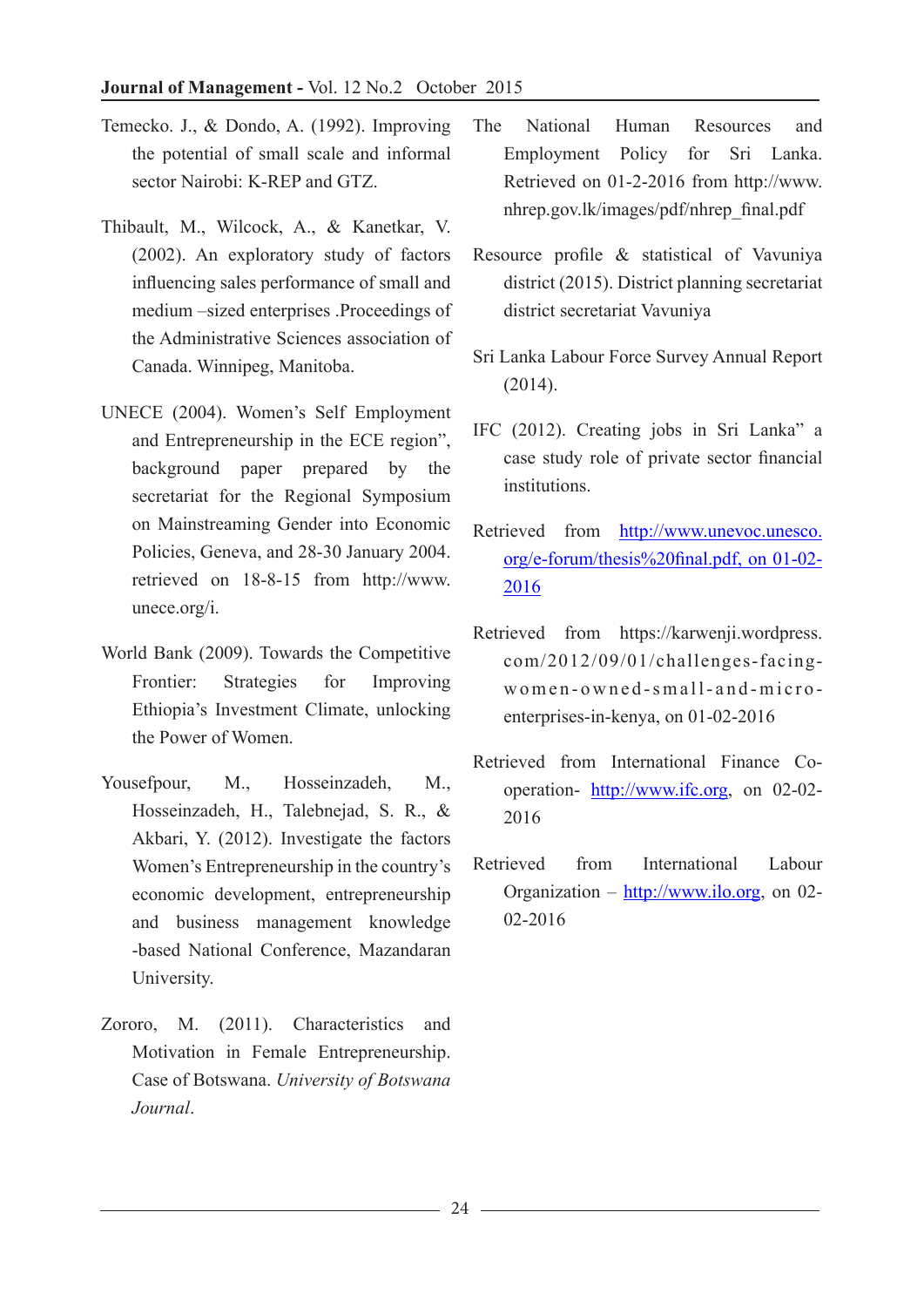Temecko. J., & Dondo, A. (1992). Improving the potential of small scale and informal sector Nairobi: K-REP and GTZ.

Thibault, M., Wilcock, A., & Kanetkar, V. (2002). An exploratory study of factors influencing sales performance of small and medium –sized enterprises .Proceedings of the Administrative Sciences association of Canada. Winnipeg, Manitoba.

UNECE (2004). Women's Self Employment and Entrepreneurship in the ECE region", background paper prepared by the secretariat for the Regional Symposium on Mainstreaming Gender into Economic Policies, Geneva, and 28-30 January 2004. retrieved on 18-8-15 from http://www.unece.org/i.

World Bank (2009). Towards the Competitive Frontier: Strategies for Improving Ethiopia's Investment Climate, unlocking the Power of Women.

Yousefpour, M., Hosseinzadeh, M., Hosseinzadeh, H., Talebnejad, S. R., & Akbari, Y. (2012). Investigate the factors Women's Entrepreneurship in the country's economic development, entrepreneurship and business management knowledge -based National Conference, Mazandaran University.

Zororo, M. (2011). Characteristics and Motivation in Female Entrepreneurship. Case of Botswana. *University of Botswana Journal*.

The National Human Resources and Employment Policy for Sri Lanka. Retrieved on 01-2-2016 from http://www.nhrep.gov.lk/images/pdf/nhrep_final.pdf

Resource profile & statistical of Vavuniya district (2015). District planning secretariat district secretariat Vavuniya

Sri Lanka Labour Force Survey Annual Report (2014).

IFC (2012). Creating jobs in Sri Lanka" a case study role of private sector financial institutions.

Retrieved from http://www.unevoc.unesco.org/e-forum/thesis%20final.pdf, on 01-02-2016

Retrieved from https://karwenji.wordpress.com/2012/09/01/challenges-facing-women-owned-small-and-micro-enterprises-in-kenya, on 01-02-2016

Retrieved from International Finance Co-operation- http://www.ifc.org, on 02-02-2016

Retrieved from International Labour Organization – http://www.ilo.org, on 02-02-2016